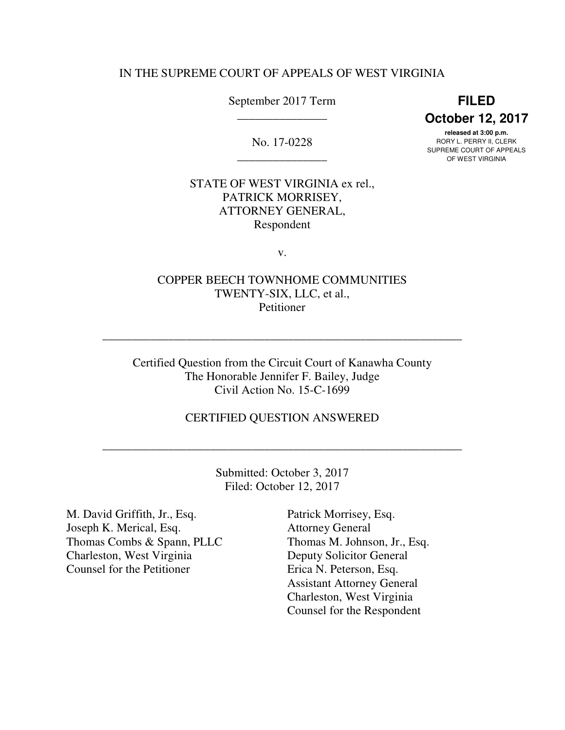IN THE SUPREME COURT OF APPEALS OF WEST VIRGINIA

September 2017 Term

_______________

No. 17-0228

_______________

**FILED**
**October 12, 2017**
**released at 3:00 p.m.**
RORY L. PERRY II, CLERK
SUPREME COURT OF APPEALS
OF WEST VIRGINIA

STATE OF WEST VIRGINIA ex rel.,
PATRICK MORRISEY,
ATTORNEY GENERAL,
Respondent

v.

COPPER BEECH TOWNHOME COMMUNITIES
TWENTY-SIX, LLC, et al.,
Petitioner

---

Certified Question from the Circuit Court of Kanawha County
The Honorable Jennifer F. Bailey, Judge
Civil Action No. 15-C-1699

CERTIFIED QUESTION ANSWERED

---

Submitted: October 3, 2017
Filed: October 12, 2017

M. David Griffith, Jr., Esq.
Joseph K. Merical, Esq.
Thomas Combs & Spann, PLLC
Charleston, West Virginia
Counsel for the Petitioner

Patrick Morrisey, Esq.
Attorney General
Thomas M. Johnson, Jr., Esq.
Deputy Solicitor General
Erica N. Peterson, Esq.
Assistant Attorney General
Charleston, West Virginia
Counsel for the Respondent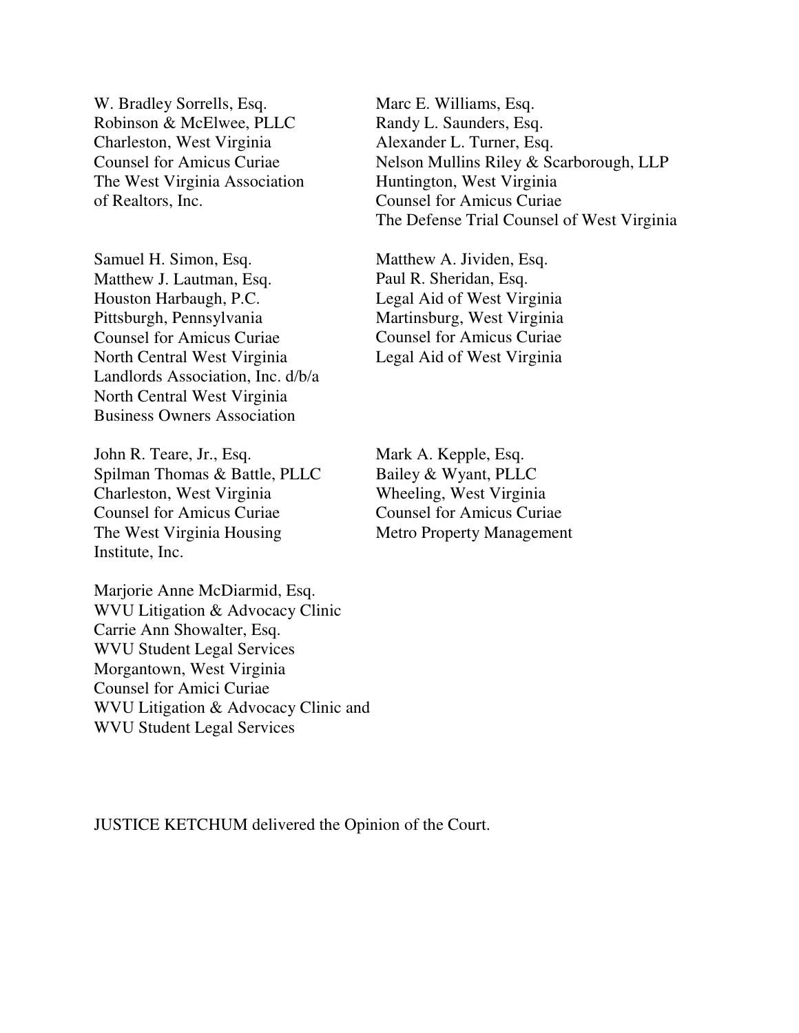W. Bradley Sorrells, Esq.
Robinson & McElwee, PLLC
Charleston, West Virginia
Counsel for Amicus Curiae
The West Virginia Association
of Realtors, Inc.

Marc E. Williams, Esq.
Randy L. Saunders, Esq.
Alexander L. Turner, Esq.
Nelson Mullins Riley & Scarborough, LLP
Huntington, West Virginia
Counsel for Amicus Curiae
The Defense Trial Counsel of West Virginia

Samuel H. Simon, Esq.
Matthew J. Lautman, Esq.
Houston Harbaugh, P.C.
Pittsburgh, Pennsylvania
Counsel for Amicus Curiae
North Central West Virginia
Landlords Association, Inc. d/b/a
North Central West Virginia
Business Owners Association

Matthew A. Jividen, Esq.
Paul R. Sheridan, Esq.
Legal Aid of West Virginia
Martinsburg, West Virginia
Counsel for Amicus Curiae
Legal Aid of West Virginia

John R. Teare, Jr., Esq.
Spilman Thomas & Battle, PLLC
Charleston, West Virginia
Counsel for Amicus Curiae
The West Virginia Housing
Institute, Inc.

Mark A. Kepple, Esq.
Bailey & Wyant, PLLC
Wheeling, West Virginia
Counsel for Amicus Curiae
Metro Property Management

Marjorie Anne McDiarmid, Esq.
WVU Litigation & Advocacy Clinic
Carrie Ann Showalter, Esq.
WVU Student Legal Services
Morgantown, West Virginia
Counsel for Amici Curiae
WVU Litigation & Advocacy Clinic and
WVU Student Legal Services

JUSTICE KETCHUM delivered the Opinion of the Court.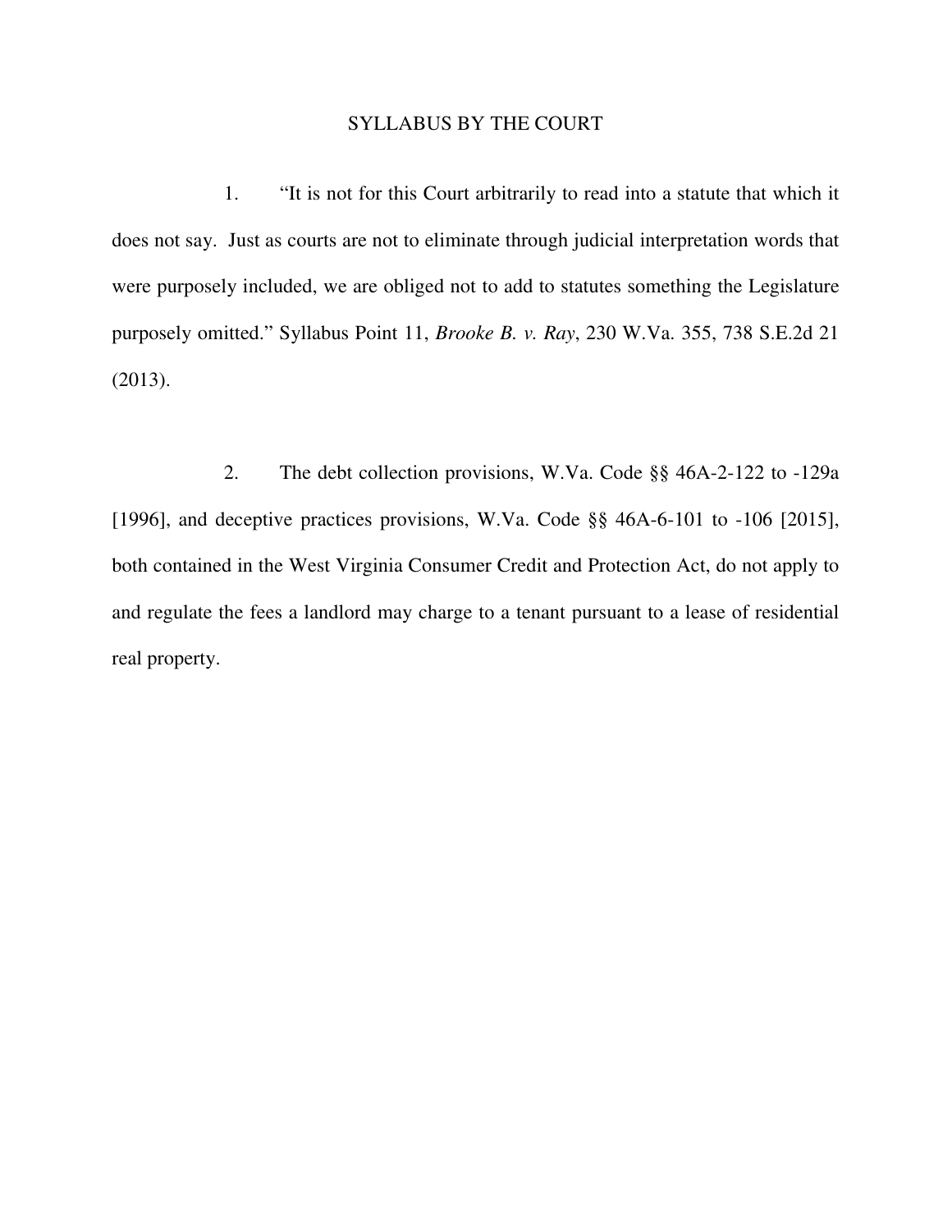# SYLLABUS BY THE COURT

1. "It is not for this Court arbitrarily to read into a statute that which it does not say. Just as courts are not to eliminate through judicial interpretation words that were purposely included, we are obliged not to add to statutes something the Legislature purposely omitted." Syllabus Point 11, *Brooke B. v. Ray*, 230 W.Va. 355, 738 S.E.2d 21 (2013).

2. The debt collection provisions, W.Va. Code §§ 46A-2-122 to -129a [1996], and deceptive practices provisions, W.Va. Code §§ 46A-6-101 to -106 [2015], both contained in the West Virginia Consumer Credit and Protection Act, do not apply to and regulate the fees a landlord may charge to a tenant pursuant to a lease of residential real property.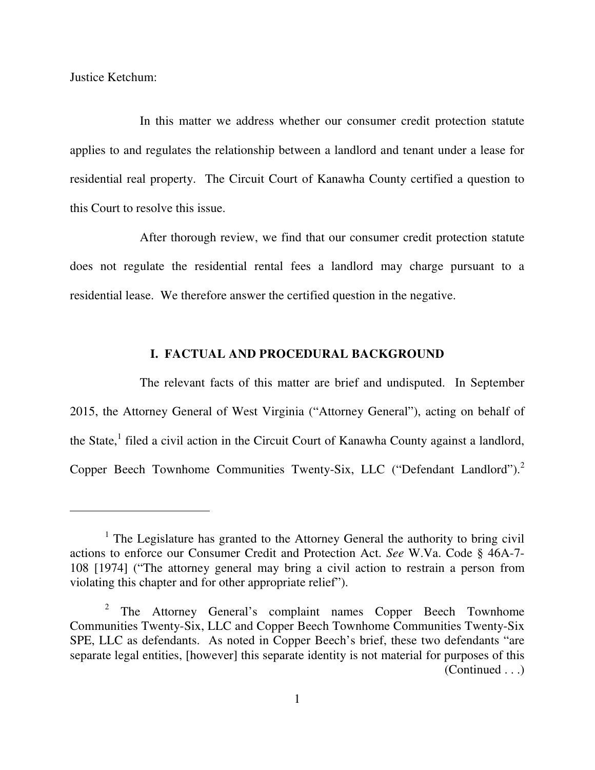Justice Ketchum:

In this matter we address whether our consumer credit protection statute applies to and regulates the relationship between a landlord and tenant under a lease for residential real property. The Circuit Court of Kanawha County certified a question to this Court to resolve this issue.

After thorough review, we find that our consumer credit protection statute does not regulate the residential rental fees a landlord may charge pursuant to a residential lease. We therefore answer the certified question in the negative.

## I. FACTUAL AND PROCEDURAL BACKGROUND

The relevant facts of this matter are brief and undisputed. In September 2015, the Attorney General of West Virginia ("Attorney General"), acting on behalf of the State,[1] filed a civil action in the Circuit Court of Kanawha County against a landlord, Copper Beech Townhome Communities Twenty-Six, LLC ("Defendant Landlord").[2]

---

[1] The Legislature has granted to the Attorney General the authority to bring civil actions to enforce our Consumer Credit and Protection Act. *See* W.Va. Code § 46A-7-108 [1974] ("The attorney general may bring a civil action to restrain a person from violating this chapter and for other appropriate relief").

[2] The Attorney General's complaint names Copper Beech Townhome Communities Twenty-Six, LLC and Copper Beech Townhome Communities Twenty-Six SPE, LLC as defendants. As noted in Copper Beech's brief, these two defendants "are separate legal entities, [however] this separate identity is not material for purposes of this (Continued . . .)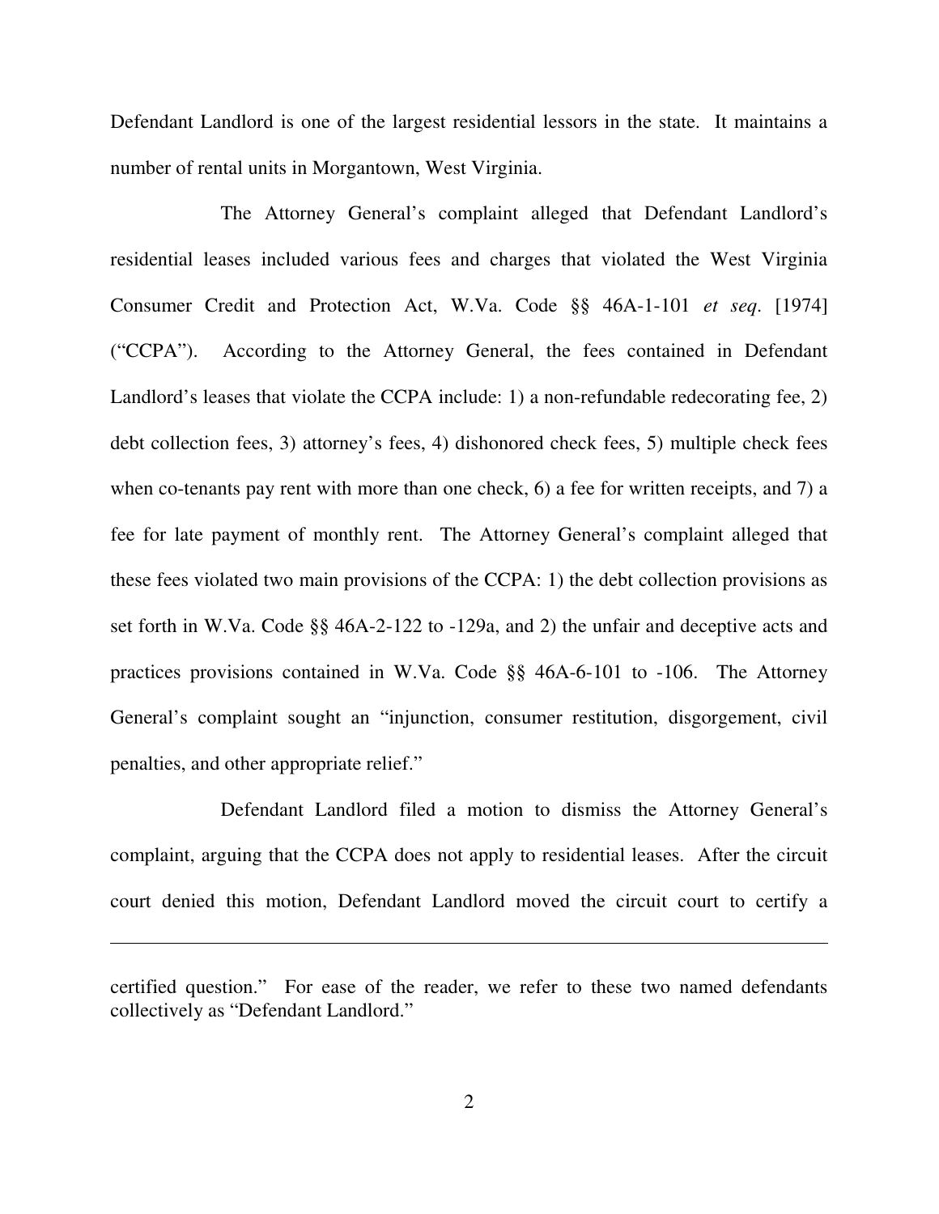Defendant Landlord is one of the largest residential lessors in the state. It maintains a number of rental units in Morgantown, West Virginia.

The Attorney General's complaint alleged that Defendant Landlord's residential leases included various fees and charges that violated the West Virginia Consumer Credit and Protection Act, W.Va. Code §§ 46A-1-101 *et seq.* [1974] ("CCPA"). According to the Attorney General, the fees contained in Defendant Landlord's leases that violate the CCPA include: 1) a non-refundable redecorating fee, 2) debt collection fees, 3) attorney's fees, 4) dishonored check fees, 5) multiple check fees when co-tenants pay rent with more than one check, 6) a fee for written receipts, and 7) a fee for late payment of monthly rent. The Attorney General's complaint alleged that these fees violated two main provisions of the CCPA: 1) the debt collection provisions as set forth in W.Va. Code §§ 46A-2-122 to -129a, and 2) the unfair and deceptive acts and practices provisions contained in W.Va. Code §§ 46A-6-101 to -106. The Attorney General's complaint sought an "injunction, consumer restitution, disgorgement, civil penalties, and other appropriate relief."

Defendant Landlord filed a motion to dismiss the Attorney General's complaint, arguing that the CCPA does not apply to residential leases. After the circuit court denied this motion, Defendant Landlord moved the circuit court to certify a

---

certified question." For ease of the reader, we refer to these two named defendants collectively as "Defendant Landlord."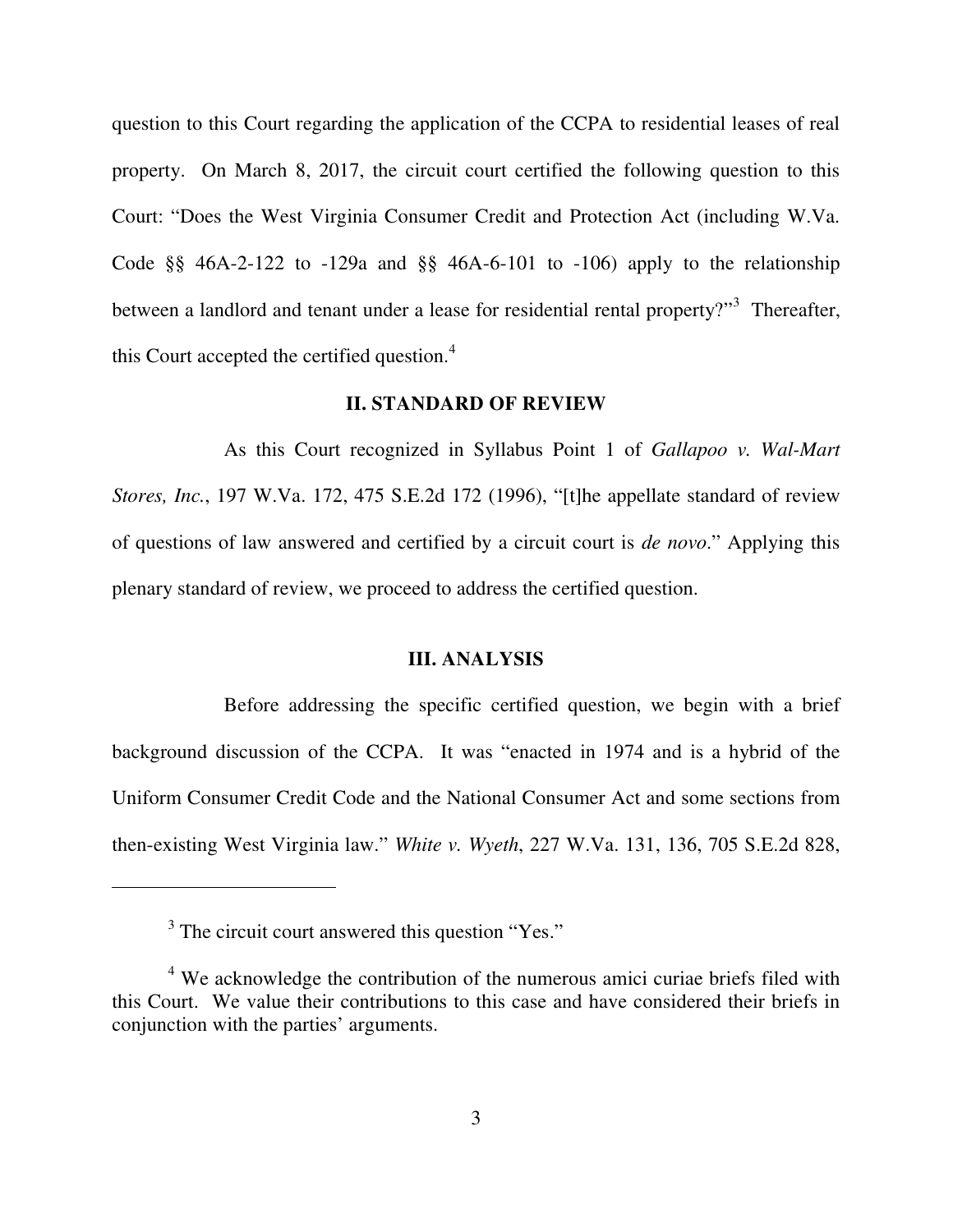question to this Court regarding the application of the CCPA to residential leases of real property. On March 8, 2017, the circuit court certified the following question to this Court: "Does the West Virginia Consumer Credit and Protection Act (including W.Va. Code §§ 46A-2-122 to -129a and §§ 46A-6-101 to -106) apply to the relationship between a landlord and tenant under a lease for residential rental property?"[3] Thereafter, this Court accepted the certified question.[4]

## II. STANDARD OF REVIEW

As this Court recognized in Syllabus Point 1 of *Gallapoo v. Wal-Mart Stores, Inc.*, 197 W.Va. 172, 475 S.E.2d 172 (1996), "[t]he appellate standard of review of questions of law answered and certified by a circuit court is *de novo*." Applying this plenary standard of review, we proceed to address the certified question.

## III. ANALYSIS

Before addressing the specific certified question, we begin with a brief background discussion of the CCPA. It was "enacted in 1974 and is a hybrid of the Uniform Consumer Credit Code and the National Consumer Act and some sections from then-existing West Virginia law." *White v. Wyeth*, 227 W.Va. 131, 136, 705 S.E.2d 828,

---

[3] The circuit court answered this question "Yes."

[4] We acknowledge the contribution of the numerous amici curiae briefs filed with this Court. We value their contributions to this case and have considered their briefs in conjunction with the parties' arguments.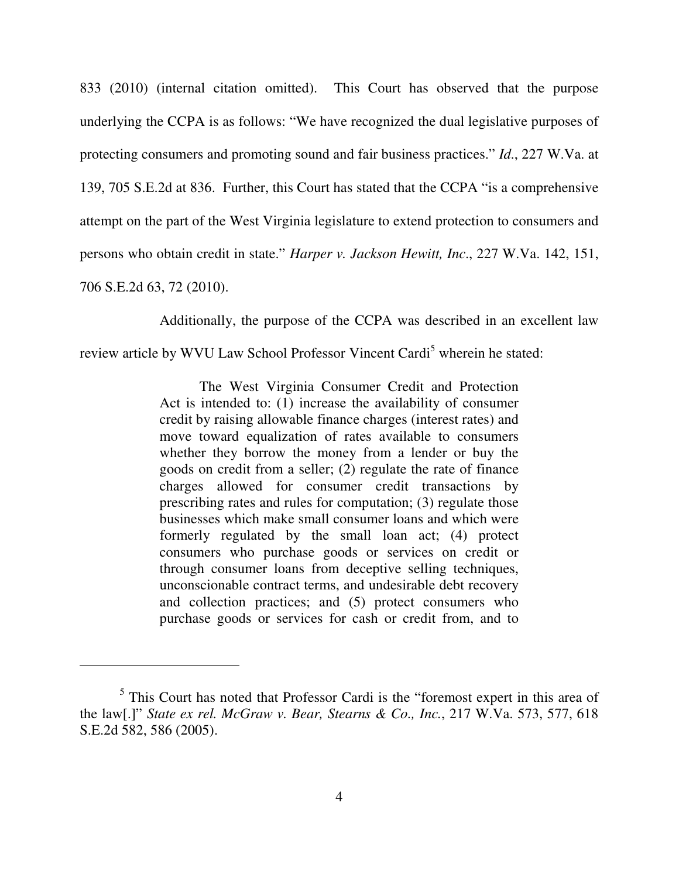833 (2010) (internal citation omitted). This Court has observed that the purpose underlying the CCPA is as follows: "We have recognized the dual legislative purposes of protecting consumers and promoting sound and fair business practices." *Id.*, 227 W.Va. at 139, 705 S.E.2d at 836. Further, this Court has stated that the CCPA "is a comprehensive attempt on the part of the West Virginia legislature to extend protection to consumers and persons who obtain credit in state." *Harper v. Jackson Hewitt, Inc*., 227 W.Va. 142, 151, 706 S.E.2d 63, 72 (2010).

Additionally, the purpose of the CCPA was described in an excellent law review article by WVU Law School Professor Vincent Cardi[5] wherein he stated:

> The West Virginia Consumer Credit and Protection Act is intended to: (1) increase the availability of consumer credit by raising allowable finance charges (interest rates) and move toward equalization of rates available to consumers whether they borrow the money from a lender or buy the goods on credit from a seller; (2) regulate the rate of finance charges allowed for consumer credit transactions by prescribing rates and rules for computation; (3) regulate those businesses which make small consumer loans and which were formerly regulated by the small loan act; (4) protect consumers who purchase goods or services on credit or through consumer loans from deceptive selling techniques, unconscionable contract terms, and undesirable debt recovery and collection practices; and (5) protect consumers who purchase goods or services for cash or credit from, and to

---

[5] This Court has noted that Professor Cardi is the "foremost expert in this area of the law[.]" *State ex rel. McGraw v. Bear, Stearns & Co., Inc.*, 217 W.Va. 573, 577, 618 S.E.2d 582, 586 (2005).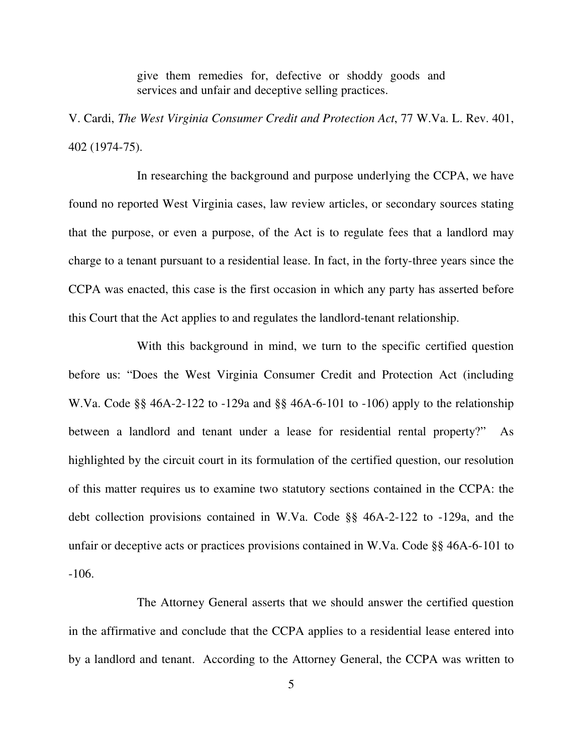> give them remedies for, defective or shoddy goods and services and unfair and deceptive selling practices.

V. Cardi, *The West Virginia Consumer Credit and Protection Act*, 77 W.Va. L. Rev. 401, 402 (1974-75).

In researching the background and purpose underlying the CCPA, we have found no reported West Virginia cases, law review articles, or secondary sources stating that the purpose, or even a purpose, of the Act is to regulate fees that a landlord may charge to a tenant pursuant to a residential lease. In fact, in the forty-three years since the CCPA was enacted, this case is the first occasion in which any party has asserted before this Court that the Act applies to and regulates the landlord-tenant relationship.

With this background in mind, we turn to the specific certified question before us: "Does the West Virginia Consumer Credit and Protection Act (including W.Va. Code §§ 46A-2-122 to -129a and §§ 46A-6-101 to -106) apply to the relationship between a landlord and tenant under a lease for residential rental property?" As highlighted by the circuit court in its formulation of the certified question, our resolution of this matter requires us to examine two statutory sections contained in the CCPA: the debt collection provisions contained in W.Va. Code §§ 46A-2-122 to -129a, and the unfair or deceptive acts or practices provisions contained in W.Va. Code §§ 46A-6-101 to -106.

The Attorney General asserts that we should answer the certified question in the affirmative and conclude that the CCPA applies to a residential lease entered into by a landlord and tenant. According to the Attorney General, the CCPA was written to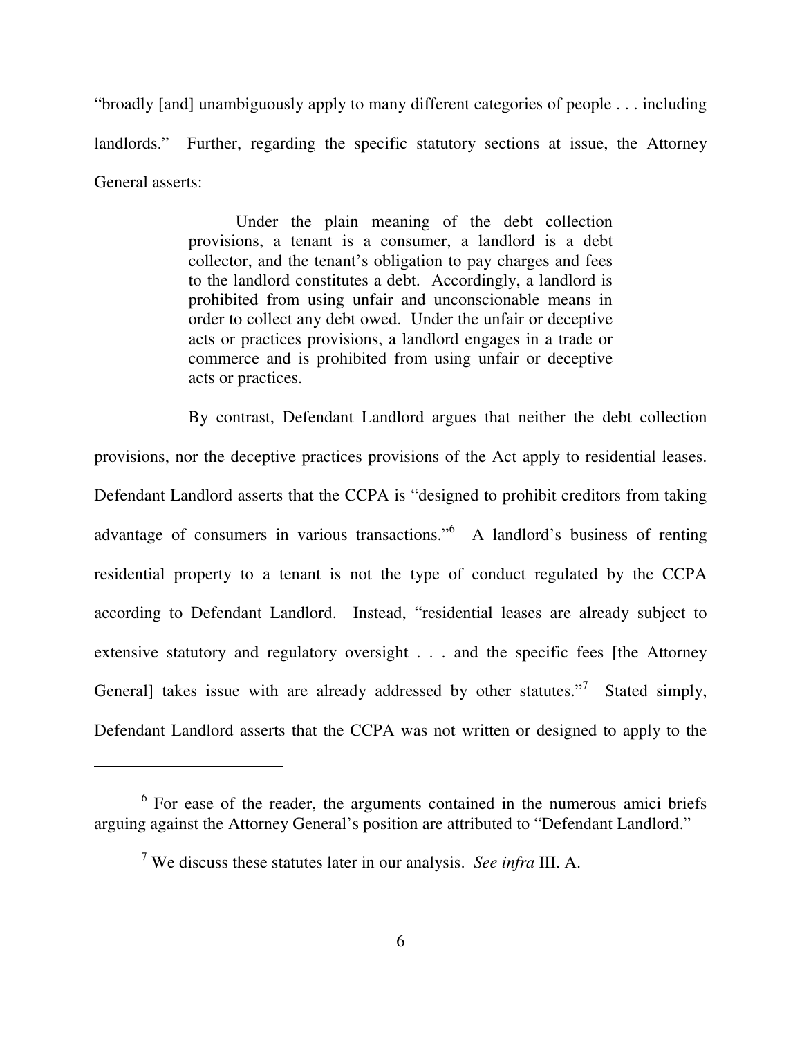"broadly [and] unambiguously apply to many different categories of people . . . including landlords." Further, regarding the specific statutory sections at issue, the Attorney General asserts:

> Under the plain meaning of the debt collection provisions, a tenant is a consumer, a landlord is a debt collector, and the tenant's obligation to pay charges and fees to the landlord constitutes a debt. Accordingly, a landlord is prohibited from using unfair and unconscionable means in order to collect any debt owed. Under the unfair or deceptive acts or practices provisions, a landlord engages in a trade or commerce and is prohibited from using unfair or deceptive acts or practices.

By contrast, Defendant Landlord argues that neither the debt collection provisions, nor the deceptive practices provisions of the Act apply to residential leases. Defendant Landlord asserts that the CCPA is "designed to prohibit creditors from taking advantage of consumers in various transactions."[6] A landlord's business of renting residential property to a tenant is not the type of conduct regulated by the CCPA according to Defendant Landlord. Instead, "residential leases are already subject to extensive statutory and regulatory oversight . . . and the specific fees [the Attorney General] takes issue with are already addressed by other statutes."[7] Stated simply, Defendant Landlord asserts that the CCPA was not written or designed to apply to the

---

[6] For ease of the reader, the arguments contained in the numerous amici briefs arguing against the Attorney General's position are attributed to "Defendant Landlord."

[7] We discuss these statutes later in our analysis. *See infra* III. A.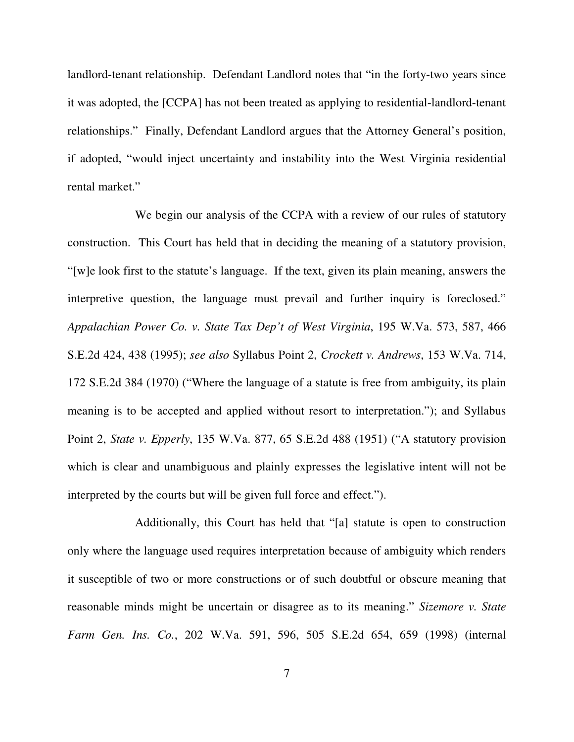landlord-tenant relationship. Defendant Landlord notes that "in the forty-two years since it was adopted, the [CCPA] has not been treated as applying to residential-landlord-tenant relationships." Finally, Defendant Landlord argues that the Attorney General's position, if adopted, "would inject uncertainty and instability into the West Virginia residential rental market."

We begin our analysis of the CCPA with a review of our rules of statutory construction. This Court has held that in deciding the meaning of a statutory provision, "[w]e look first to the statute's language. If the text, given its plain meaning, answers the interpretive question, the language must prevail and further inquiry is foreclosed." *Appalachian Power Co. v. State Tax Dep't of West Virginia*, 195 W.Va. 573, 587, 466 S.E.2d 424, 438 (1995); *see also* Syllabus Point 2, *Crockett v. Andrews*, 153 W.Va. 714, 172 S.E.2d 384 (1970) ("Where the language of a statute is free from ambiguity, its plain meaning is to be accepted and applied without resort to interpretation."); and Syllabus Point 2, *State v. Epperly*, 135 W.Va. 877, 65 S.E.2d 488 (1951) ("A statutory provision which is clear and unambiguous and plainly expresses the legislative intent will not be interpreted by the courts but will be given full force and effect.").

Additionally, this Court has held that "[a] statute is open to construction only where the language used requires interpretation because of ambiguity which renders it susceptible of two or more constructions or of such doubtful or obscure meaning that reasonable minds might be uncertain or disagree as to its meaning." *Sizemore v. State Farm Gen. Ins. Co.*, 202 W.Va. 591, 596, 505 S.E.2d 654, 659 (1998) (internal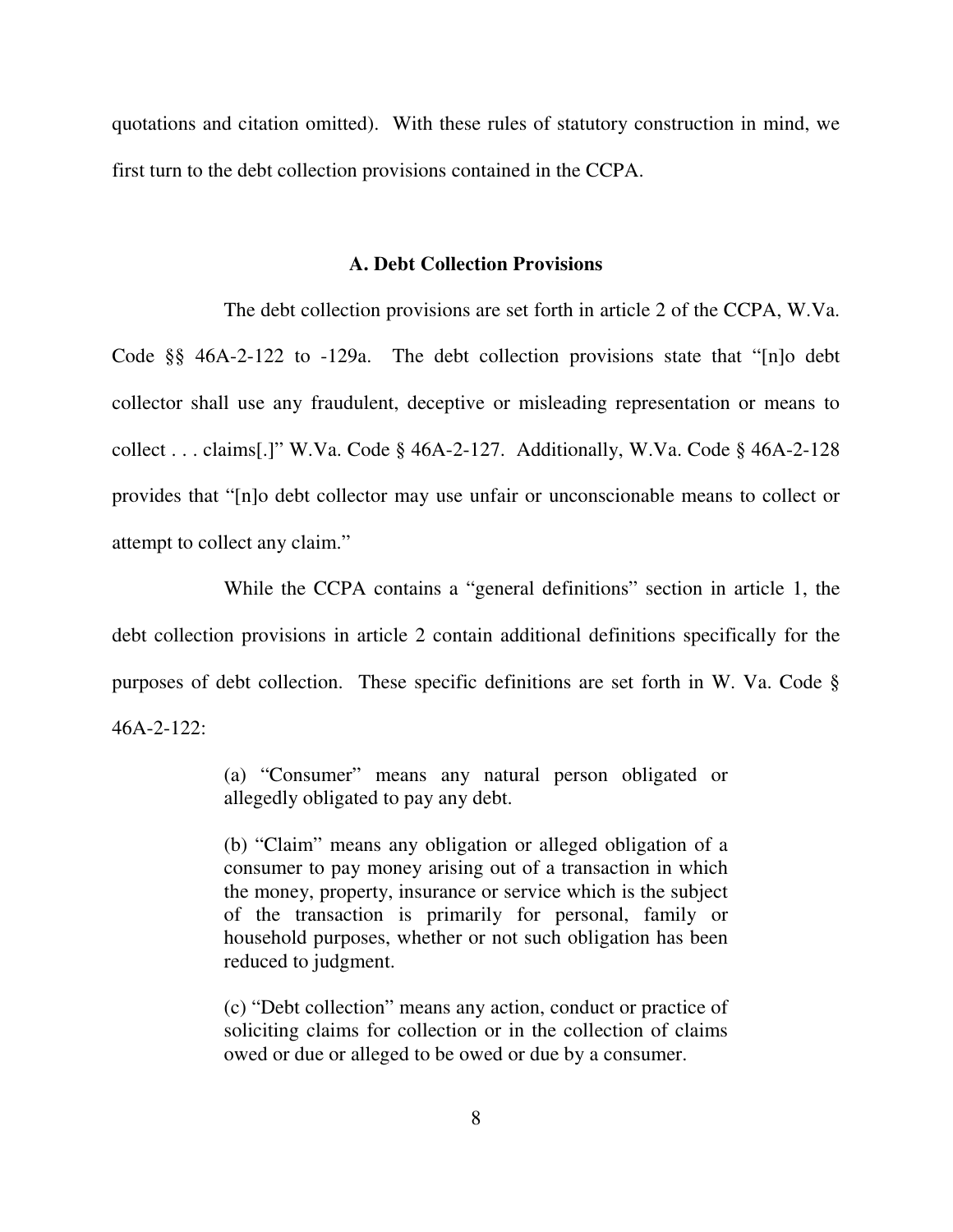quotations and citation omitted). With these rules of statutory construction in mind, we first turn to the debt collection provisions contained in the CCPA.

### A. Debt Collection Provisions

The debt collection provisions are set forth in article 2 of the CCPA, W.Va. Code §§ 46A-2-122 to -129a. The debt collection provisions state that "[n]o debt collector shall use any fraudulent, deceptive or misleading representation or means to collect . . . claims[.]" W.Va. Code § 46A-2-127. Additionally, W.Va. Code § 46A-2-128 provides that "[n]o debt collector may use unfair or unconscionable means to collect or attempt to collect any claim."

While the CCPA contains a "general definitions" section in article 1, the debt collection provisions in article 2 contain additional definitions specifically for the purposes of debt collection. These specific definitions are set forth in W. Va. Code § 46A-2-122:

> (a) "Consumer" means any natural person obligated or allegedly obligated to pay any debt.
>
> (b) "Claim" means any obligation or alleged obligation of a consumer to pay money arising out of a transaction in which the money, property, insurance or service which is the subject of the transaction is primarily for personal, family or household purposes, whether or not such obligation has been reduced to judgment.
>
> (c) "Debt collection" means any action, conduct or practice of soliciting claims for collection or in the collection of claims owed or due or alleged to be owed or due by a consumer.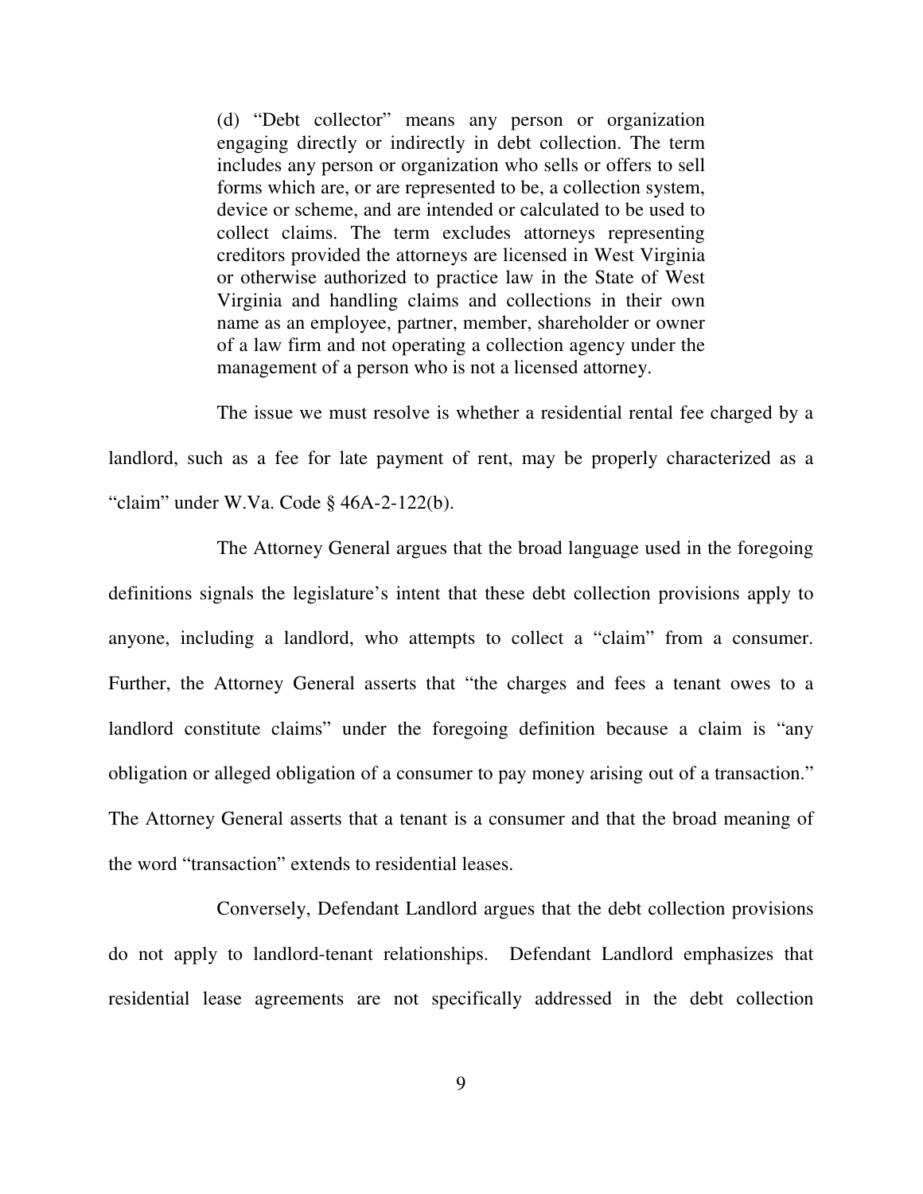> (d) "Debt collector" means any person or organization engaging directly or indirectly in debt collection. The term includes any person or organization who sells or offers to sell forms which are, or are represented to be, a collection system, device or scheme, and are intended or calculated to be used to collect claims. The term excludes attorneys representing creditors provided the attorneys are licensed in West Virginia or otherwise authorized to practice law in the State of West Virginia and handling claims and collections in their own name as an employee, partner, member, shareholder or owner of a law firm and not operating a collection agency under the management of a person who is not a licensed attorney.

The issue we must resolve is whether a residential rental fee charged by a landlord, such as a fee for late payment of rent, may be properly characterized as a "claim" under W.Va. Code § 46A-2-122(b).

The Attorney General argues that the broad language used in the foregoing definitions signals the legislature's intent that these debt collection provisions apply to anyone, including a landlord, who attempts to collect a "claim" from a consumer. Further, the Attorney General asserts that "the charges and fees a tenant owes to a landlord constitute claims" under the foregoing definition because a claim is "any obligation or alleged obligation of a consumer to pay money arising out of a transaction." The Attorney General asserts that a tenant is a consumer and that the broad meaning of the word "transaction" extends to residential leases.

Conversely, Defendant Landlord argues that the debt collection provisions do not apply to landlord-tenant relationships. Defendant Landlord emphasizes that residential lease agreements are not specifically addressed in the debt collection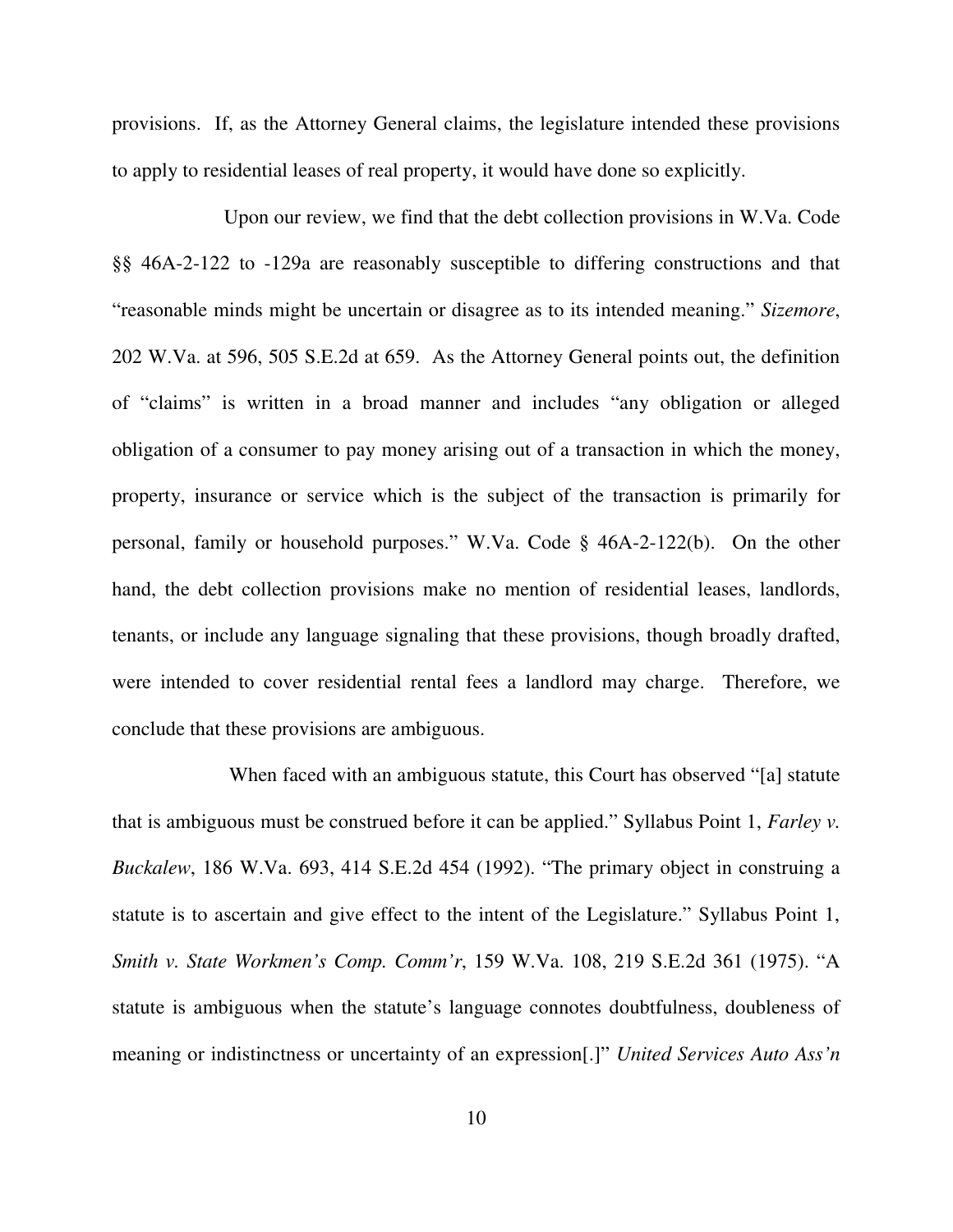provisions. If, as the Attorney General claims, the legislature intended these provisions to apply to residential leases of real property, it would have done so explicitly.

Upon our review, we find that the debt collection provisions in W.Va. Code §§ 46A-2-122 to -129a are reasonably susceptible to differing constructions and that "reasonable minds might be uncertain or disagree as to its intended meaning." *Sizemore*, 202 W.Va. at 596, 505 S.E.2d at 659. As the Attorney General points out, the definition of "claims" is written in a broad manner and includes "any obligation or alleged obligation of a consumer to pay money arising out of a transaction in which the money, property, insurance or service which is the subject of the transaction is primarily for personal, family or household purposes." W.Va. Code § 46A-2-122(b). On the other hand, the debt collection provisions make no mention of residential leases, landlords, tenants, or include any language signaling that these provisions, though broadly drafted, were intended to cover residential rental fees a landlord may charge. Therefore, we conclude that these provisions are ambiguous.

When faced with an ambiguous statute, this Court has observed "[a] statute that is ambiguous must be construed before it can be applied." Syllabus Point 1, *Farley v. Buckalew*, 186 W.Va. 693, 414 S.E.2d 454 (1992). "The primary object in construing a statute is to ascertain and give effect to the intent of the Legislature." Syllabus Point 1, *Smith v. State Workmen's Comp. Comm'r*, 159 W.Va. 108, 219 S.E.2d 361 (1975). "A statute is ambiguous when the statute's language connotes doubtfulness, doubleness of meaning or indistinctness or uncertainty of an expression[.]" *United Services Auto Ass'n*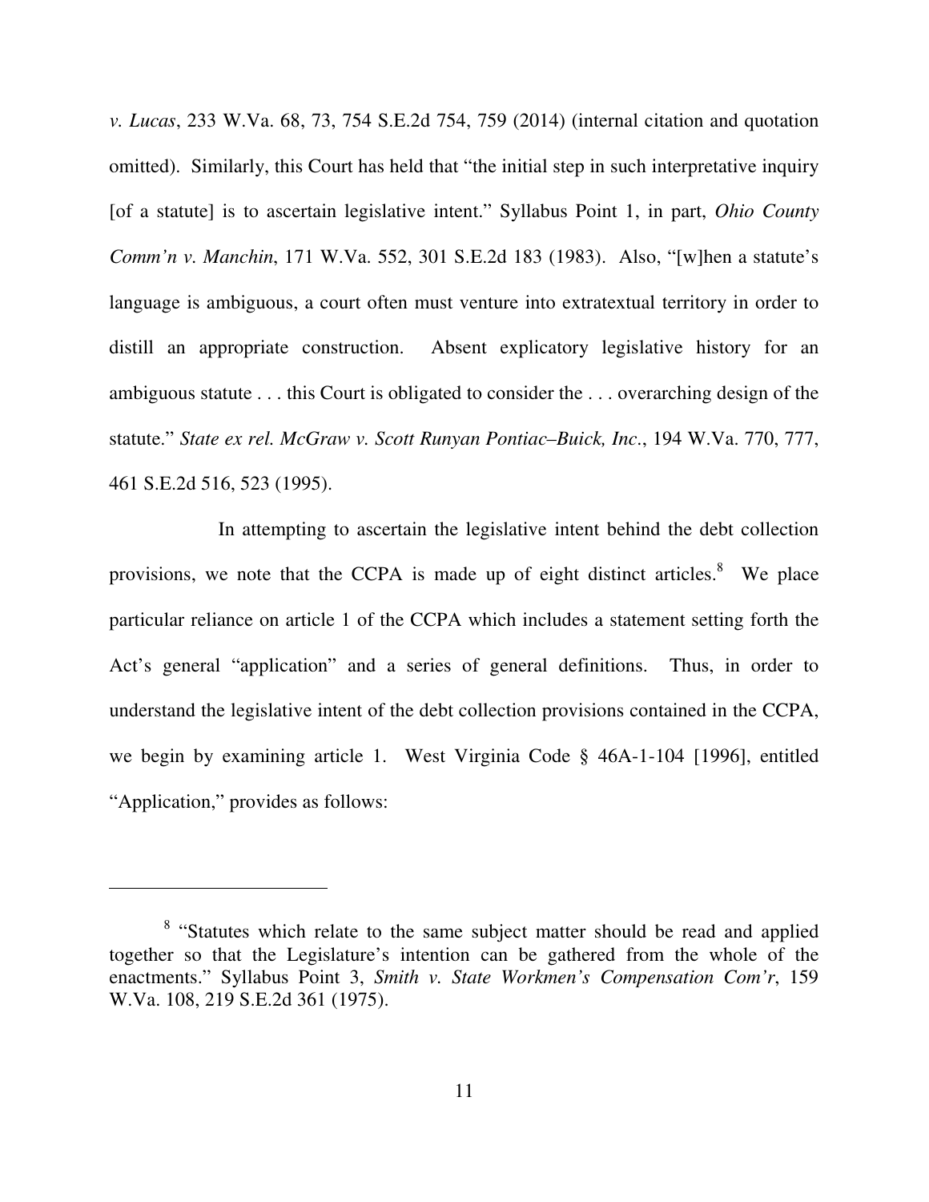*v. Lucas*, 233 W.Va. 68, 73, 754 S.E.2d 754, 759 (2014) (internal citation and quotation omitted). Similarly, this Court has held that "the initial step in such interpretative inquiry [of a statute] is to ascertain legislative intent." Syllabus Point 1, in part, *Ohio County Comm'n v. Manchin*, 171 W.Va. 552, 301 S.E.2d 183 (1983). Also, "[w]hen a statute's language is ambiguous, a court often must venture into extratextual territory in order to distill an appropriate construction. Absent explicatory legislative history for an ambiguous statute . . . this Court is obligated to consider the . . . overarching design of the statute." *State ex rel. McGraw v. Scott Runyan Pontiac–Buick, Inc*., 194 W.Va. 770, 777, 461 S.E.2d 516, 523 (1995).

In attempting to ascertain the legislative intent behind the debt collection provisions, we note that the CCPA is made up of eight distinct articles.[8] We place particular reliance on article 1 of the CCPA which includes a statement setting forth the Act's general "application" and a series of general definitions. Thus, in order to understand the legislative intent of the debt collection provisions contained in the CCPA, we begin by examining article 1. West Virginia Code § 46A-1-104 [1996], entitled "Application," provides as follows:

---

[8] "Statutes which relate to the same subject matter should be read and applied together so that the Legislature's intention can be gathered from the whole of the enactments." Syllabus Point 3, *Smith v. State Workmen's Compensation Com'r*, 159 W.Va. 108, 219 S.E.2d 361 (1975).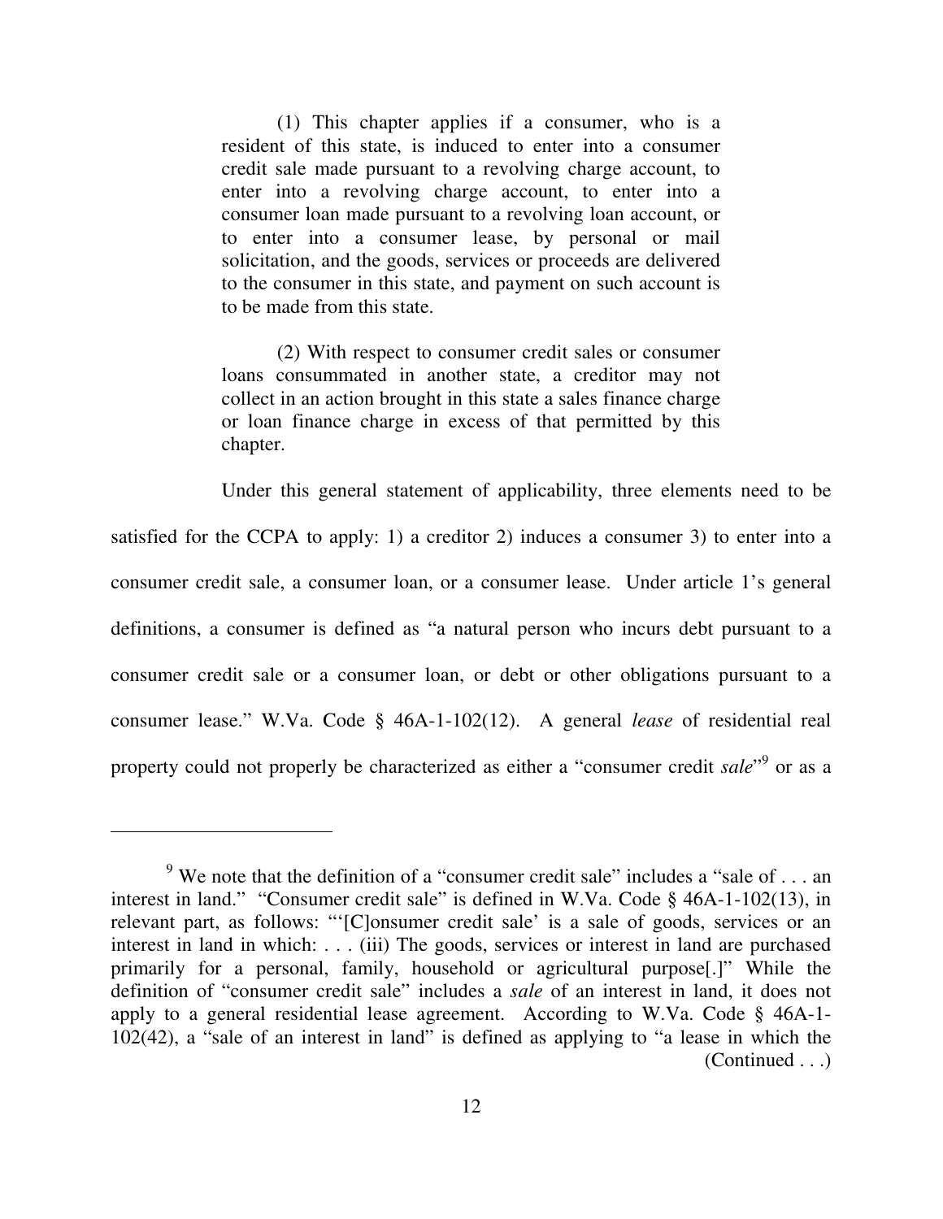(1) This chapter applies if a consumer, who is a resident of this state, is induced to enter into a consumer credit sale made pursuant to a revolving charge account, to enter into a revolving charge account, to enter into a consumer loan made pursuant to a revolving loan account, or to enter into a consumer lease, by personal or mail solicitation, and the goods, services or proceeds are delivered to the consumer in this state, and payment on such account is to be made from this state.

(2) With respect to consumer credit sales or consumer loans consummated in another state, a creditor may not collect in an action brought in this state a sales finance charge or loan finance charge in excess of that permitted by this chapter.

Under this general statement of applicability, three elements need to be satisfied for the CCPA to apply: 1) a creditor 2) induces a consumer 3) to enter into a consumer credit sale, a consumer loan, or a consumer lease. Under article 1's general definitions, a consumer is defined as "a natural person who incurs debt pursuant to a consumer credit sale or a consumer loan, or debt or other obligations pursuant to a consumer lease." W.Va. Code § 46A-1-102(12). A general *lease* of residential real property could not properly be characterized as either a "consumer credit *sale*"[9] or as a

---

[9] We note that the definition of a "consumer credit sale" includes a "sale of . . . an interest in land." "Consumer credit sale" is defined in W.Va. Code § 46A-1-102(13), in relevant part, as follows: "'[C]onsumer credit sale' is a sale of goods, services or an interest in land in which: . . . (iii) The goods, services or interest in land are purchased primarily for a personal, family, household or agricultural purpose[.]" While the definition of "consumer credit sale" includes a *sale* of an interest in land, it does not apply to a general residential lease agreement. According to W.Va. Code § 46A-1-102(42), a "sale of an interest in land" is defined as applying to "a lease in which the (Continued . . .)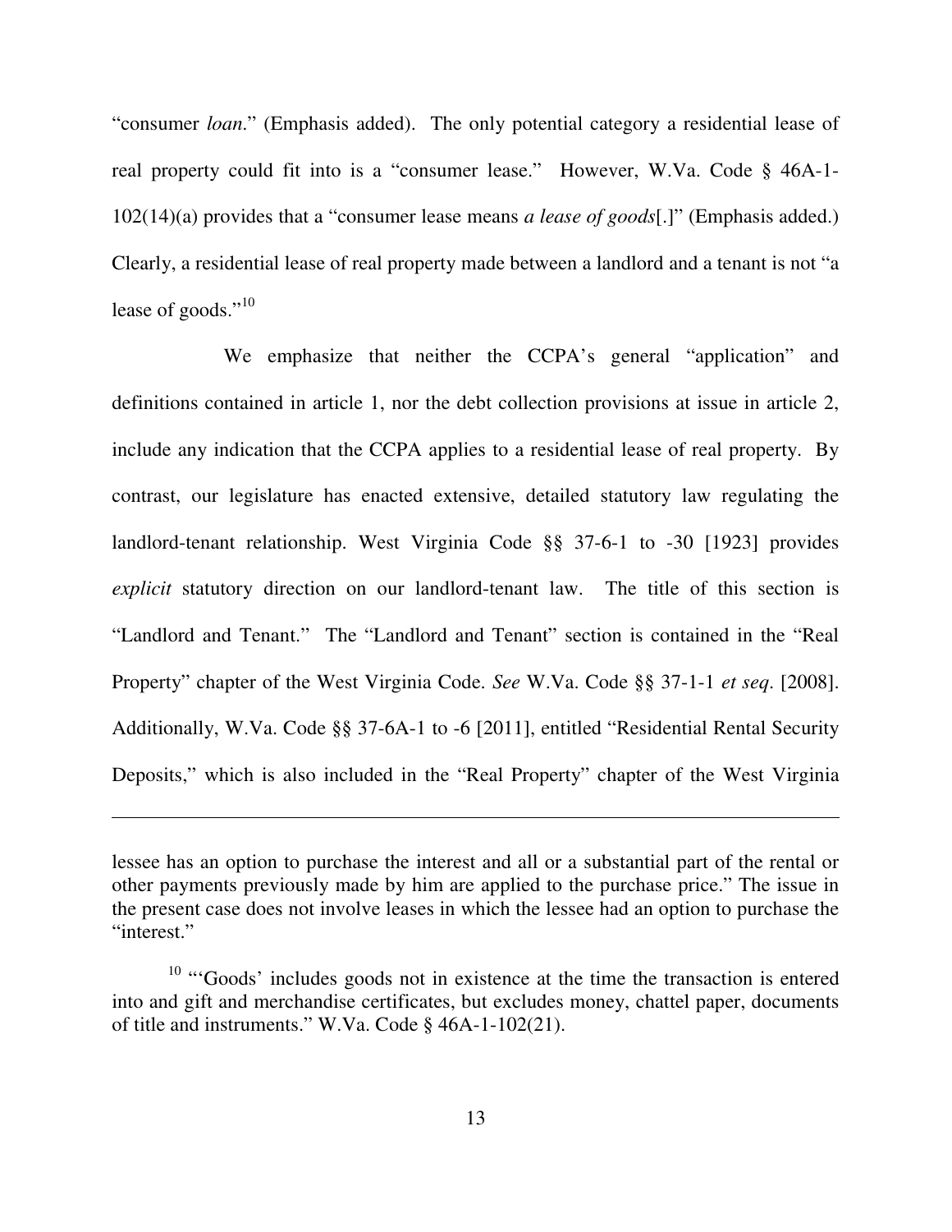"consumer *loan*." (Emphasis added). The only potential category a residential lease of real property could fit into is a "consumer lease." However, W.Va. Code § 46A-1-102(14)(a) provides that a "consumer lease means *a lease of goods*[.]" (Emphasis added.) Clearly, a residential lease of real property made between a landlord and a tenant is not "a lease of goods."[10]

We emphasize that neither the CCPA's general "application" and definitions contained in article 1, nor the debt collection provisions at issue in article 2, include any indication that the CCPA applies to a residential lease of real property. By contrast, our legislature has enacted extensive, detailed statutory law regulating the landlord-tenant relationship. West Virginia Code §§ 37-6-1 to -30 [1923] provides *explicit* statutory direction on our landlord-tenant law. The title of this section is "Landlord and Tenant." The "Landlord and Tenant" section is contained in the "Real Property" chapter of the West Virginia Code. *See* W.Va. Code §§ 37-1-1 *et seq*. [2008]. Additionally, W.Va. Code §§ 37-6A-1 to -6 [2011], entitled "Residential Rental Security Deposits," which is also included in the "Real Property" chapter of the West Virginia

---

lessee has an option to purchase the interest and all or a substantial part of the rental or other payments previously made by him are applied to the purchase price." The issue in the present case does not involve leases in which the lessee had an option to purchase the "interest."

[10] "'Goods' includes goods not in existence at the time the transaction is entered into and gift and merchandise certificates, but excludes money, chattel paper, documents of title and instruments." W.Va. Code § 46A-1-102(21).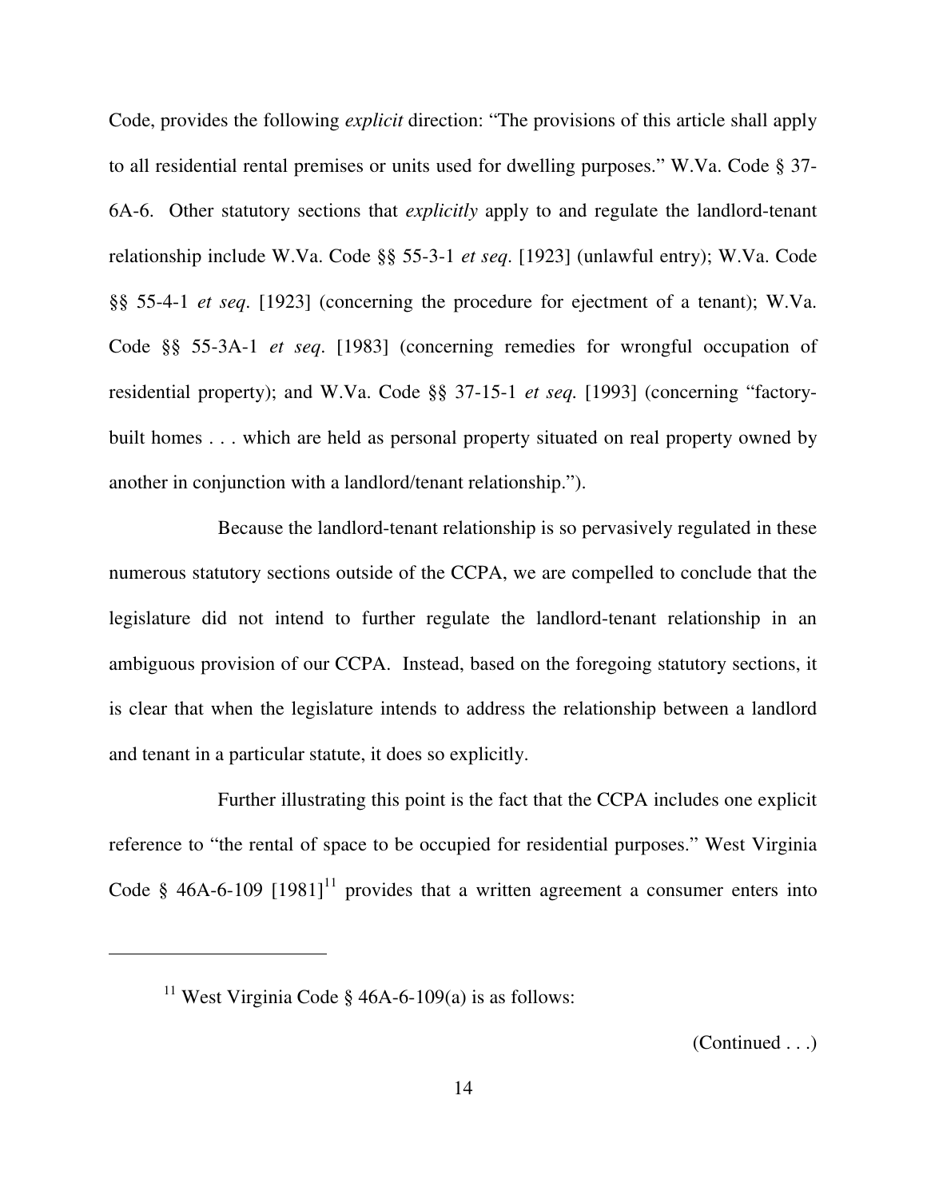Code, provides the following *explicit* direction: "The provisions of this article shall apply to all residential rental premises or units used for dwelling purposes." W.Va. Code § 37-6A-6. Other statutory sections that *explicitly* apply to and regulate the landlord-tenant relationship include W.Va. Code §§ 55-3-1 *et seq*. [1923] (unlawful entry); W.Va. Code §§ 55-4-1 *et seq*. [1923] (concerning the procedure for ejectment of a tenant); W.Va. Code §§ 55-3A-1 *et seq*. [1983] (concerning remedies for wrongful occupation of residential property); and W.Va. Code §§ 37-15-1 *et seq.* [1993] (concerning "factory-built homes . . . which are held as personal property situated on real property owned by another in conjunction with a landlord/tenant relationship.").

Because the landlord-tenant relationship is so pervasively regulated in these numerous statutory sections outside of the CCPA, we are compelled to conclude that the legislature did not intend to further regulate the landlord-tenant relationship in an ambiguous provision of our CCPA. Instead, based on the foregoing statutory sections, it is clear that when the legislature intends to address the relationship between a landlord and tenant in a particular statute, it does so explicitly.

Further illustrating this point is the fact that the CCPA includes one explicit reference to "the rental of space to be occupied for residential purposes." West Virginia Code § 46A-6-109 [1981][11] provides that a written agreement a consumer enters into

---

[11] West Virginia Code § 46A-6-109(a) is as follows:

(Continued . . .)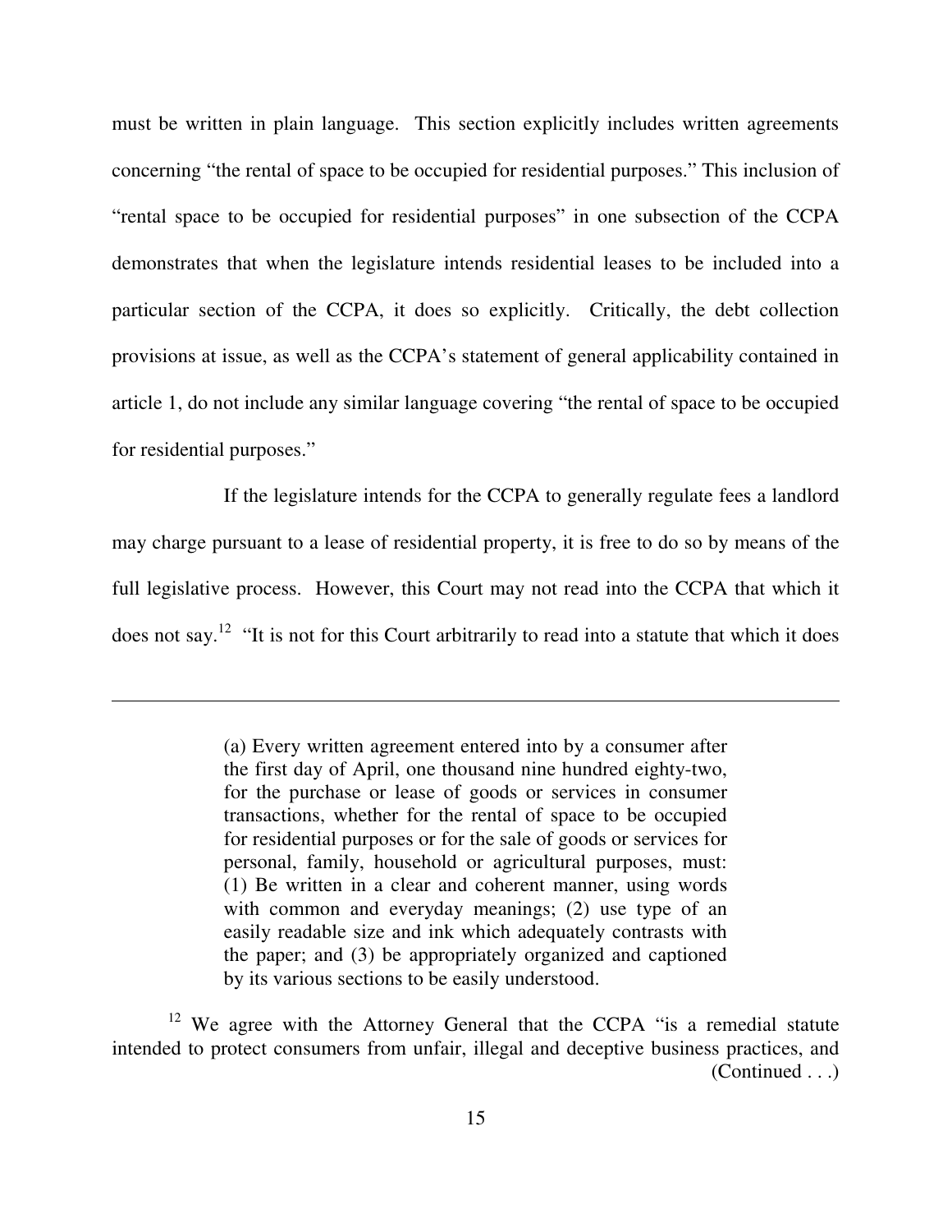must be written in plain language. This section explicitly includes written agreements concerning "the rental of space to be occupied for residential purposes." This inclusion of "rental space to be occupied for residential purposes" in one subsection of the CCPA demonstrates that when the legislature intends residential leases to be included into a particular section of the CCPA, it does so explicitly. Critically, the debt collection provisions at issue, as well as the CCPA's statement of general applicability contained in article 1, do not include any similar language covering "the rental of space to be occupied for residential purposes."

If the legislature intends for the CCPA to generally regulate fees a landlord may charge pursuant to a lease of residential property, it is free to do so by means of the full legislative process. However, this Court may not read into the CCPA that which it does not say.[12] "It is not for this Court arbitrarily to read into a statute that which it does

---

> (a) Every written agreement entered into by a consumer after the first day of April, one thousand nine hundred eighty-two, for the purchase or lease of goods or services in consumer transactions, whether for the rental of space to be occupied for residential purposes or for the sale of goods or services for personal, family, household or agricultural purposes, must: (1) Be written in a clear and coherent manner, using words with common and everyday meanings; (2) use type of an easily readable size and ink which adequately contrasts with the paper; and (3) be appropriately organized and captioned by its various sections to be easily understood.

[12] We agree with the Attorney General that the CCPA "is a remedial statute intended to protect consumers from unfair, illegal and deceptive business practices, and (Continued . . .)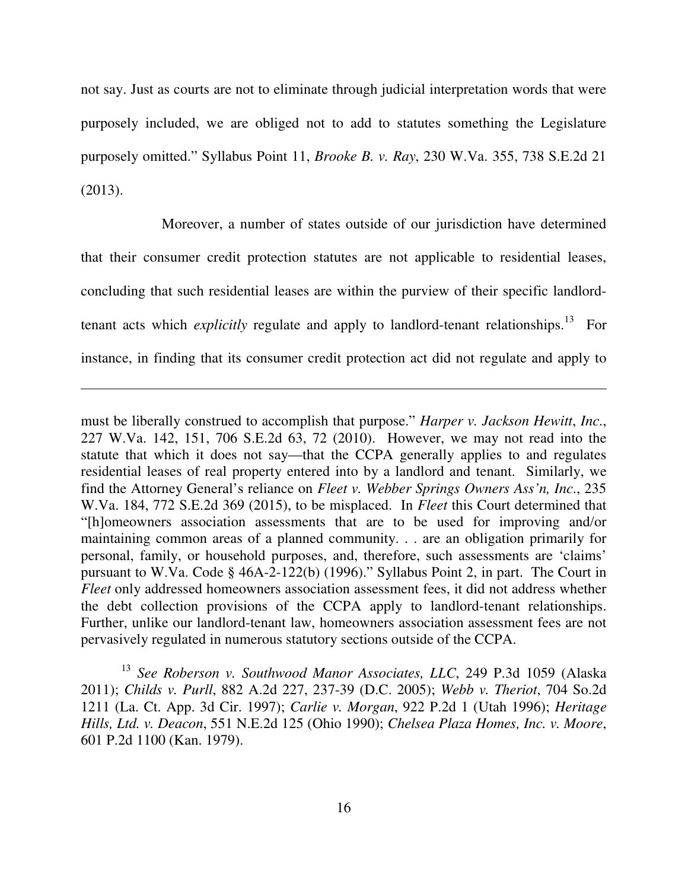not say. Just as courts are not to eliminate through judicial interpretation words that were purposely included, we are obliged not to add to statutes something the Legislature purposely omitted." Syllabus Point 11, *Brooke B. v. Ray*, 230 W.Va. 355, 738 S.E.2d 21 (2013).

Moreover, a number of states outside of our jurisdiction have determined that their consumer credit protection statutes are not applicable to residential leases, concluding that such residential leases are within the purview of their specific landlord-tenant acts which *explicitly* regulate and apply to landlord-tenant relationships.[13] For instance, in finding that its consumer credit protection act did not regulate and apply to

---

must be liberally construed to accomplish that purpose." *Harper v. Jackson Hewitt, Inc.*, 227 W.Va. 142, 151, 706 S.E.2d 63, 72 (2010). However, we may not read into the statute that which it does not say—that the CCPA generally applies to and regulates residential leases of real property entered into by a landlord and tenant. Similarly, we find the Attorney General's reliance on *Fleet v. Webber Springs Owners Ass'n, Inc.*, 235 W.Va. 184, 772 S.E.2d 369 (2015), to be misplaced. In *Fleet* this Court determined that "[h]omeowners association assessments that are to be used for improving and/or maintaining common areas of a planned community. . . are an obligation primarily for personal, family, or household purposes, and, therefore, such assessments are 'claims' pursuant to W.Va. Code § 46A-2-122(b) (1996)." Syllabus Point 2, in part. The Court in *Fleet* only addressed homeowners association assessment fees, it did not address whether the debt collection provisions of the CCPA apply to landlord-tenant relationships. Further, unlike our landlord-tenant law, homeowners association assessment fees are not pervasively regulated in numerous statutory sections outside of the CCPA.

[13] *See Roberson v. Southwood Manor Associates, LLC*, 249 P.3d 1059 (Alaska 2011); *Childs v. Purll*, 882 A.2d 227, 237-39 (D.C. 2005); *Webb v. Theriot*, 704 So.2d 1211 (La. Ct. App. 3d Cir. 1997); *Carlie v. Morgan*, 922 P.2d 1 (Utah 1996); *Heritage Hills, Ltd. v. Deacon*, 551 N.E.2d 125 (Ohio 1990); *Chelsea Plaza Homes, Inc. v. Moore*, 601 P.2d 1100 (Kan. 1979).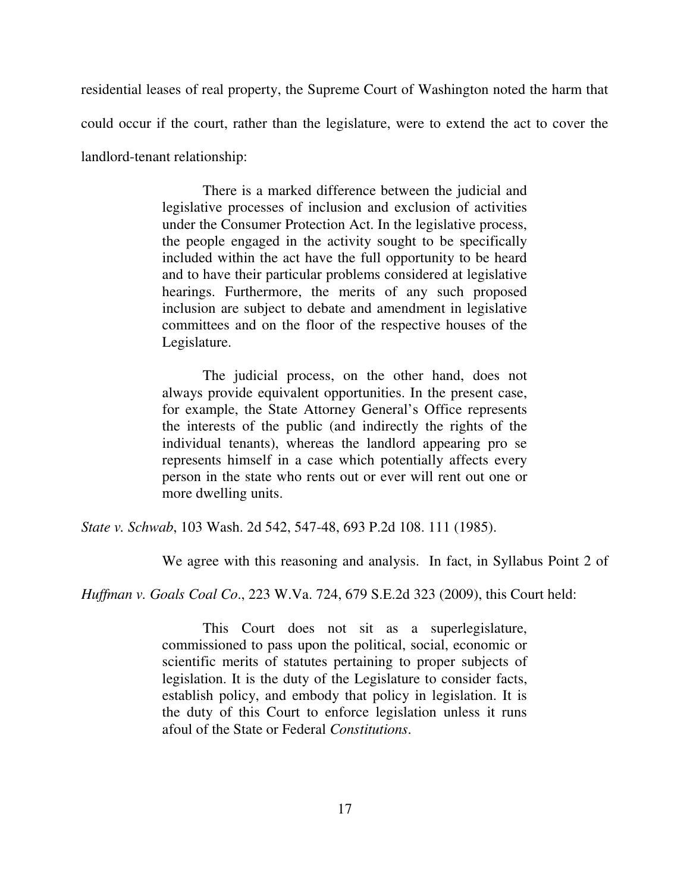residential leases of real property, the Supreme Court of Washington noted the harm that could occur if the court, rather than the legislature, were to extend the act to cover the landlord-tenant relationship:

> There is a marked difference between the judicial and legislative processes of inclusion and exclusion of activities under the Consumer Protection Act. In the legislative process, the people engaged in the activity sought to be specifically included within the act have the full opportunity to be heard and to have their particular problems considered at legislative hearings. Furthermore, the merits of any such proposed inclusion are subject to debate and amendment in legislative committees and on the floor of the respective houses of the Legislature.
>
> The judicial process, on the other hand, does not always provide equivalent opportunities. In the present case, for example, the State Attorney General's Office represents the interests of the public (and indirectly the rights of the individual tenants), whereas the landlord appearing pro se represents himself in a case which potentially affects every person in the state who rents out or ever will rent out one or more dwelling units.

*State v. Schwab*, 103 Wash. 2d 542, 547-48, 693 P.2d 108. 111 (1985).

We agree with this reasoning and analysis. In fact, in Syllabus Point 2 of *Huffman v. Goals Coal Co*., 223 W.Va. 724, 679 S.E.2d 323 (2009), this Court held:

> This Court does not sit as a superlegislature, commissioned to pass upon the political, social, economic or scientific merits of statutes pertaining to proper subjects of legislation. It is the duty of the Legislature to consider facts, establish policy, and embody that policy in legislation. It is the duty of this Court to enforce legislation unless it runs afoul of the State or Federal *Constitutions*.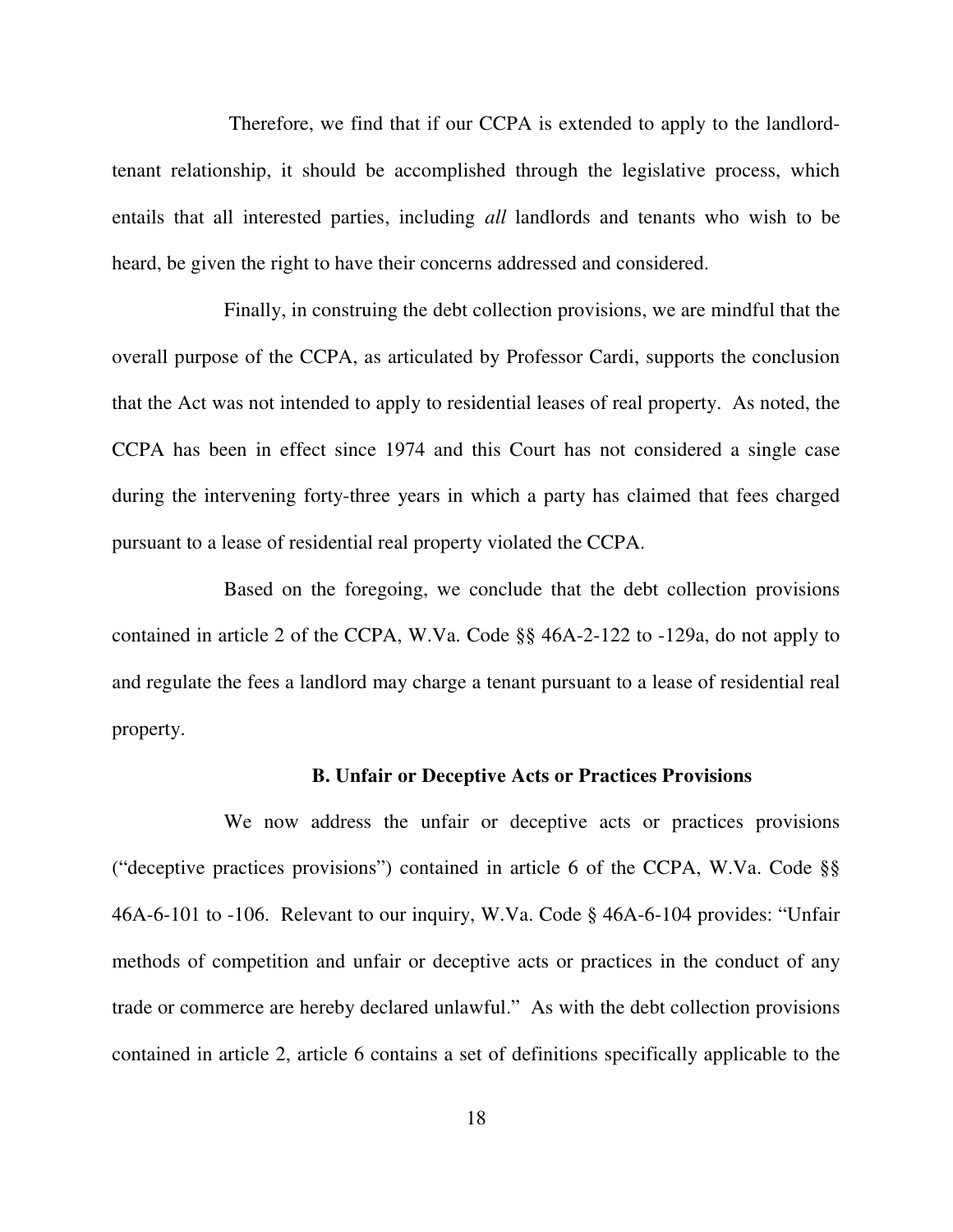Therefore, we find that if our CCPA is extended to apply to the landlord-tenant relationship, it should be accomplished through the legislative process, which entails that all interested parties, including *all* landlords and tenants who wish to be heard, be given the right to have their concerns addressed and considered.

Finally, in construing the debt collection provisions, we are mindful that the overall purpose of the CCPA, as articulated by Professor Cardi, supports the conclusion that the Act was not intended to apply to residential leases of real property. As noted, the CCPA has been in effect since 1974 and this Court has not considered a single case during the intervening forty-three years in which a party has claimed that fees charged pursuant to a lease of residential real property violated the CCPA.

Based on the foregoing, we conclude that the debt collection provisions contained in article 2 of the CCPA, W.Va. Code §§ 46A-2-122 to -129a, do not apply to and regulate the fees a landlord may charge a tenant pursuant to a lease of residential real property.

### B. Unfair or Deceptive Acts or Practices Provisions

We now address the unfair or deceptive acts or practices provisions ("deceptive practices provisions") contained in article 6 of the CCPA, W.Va. Code §§ 46A-6-101 to -106. Relevant to our inquiry, W.Va. Code § 46A-6-104 provides: "Unfair methods of competition and unfair or deceptive acts or practices in the conduct of any trade or commerce are hereby declared unlawful." As with the debt collection provisions contained in article 2, article 6 contains a set of definitions specifically applicable to the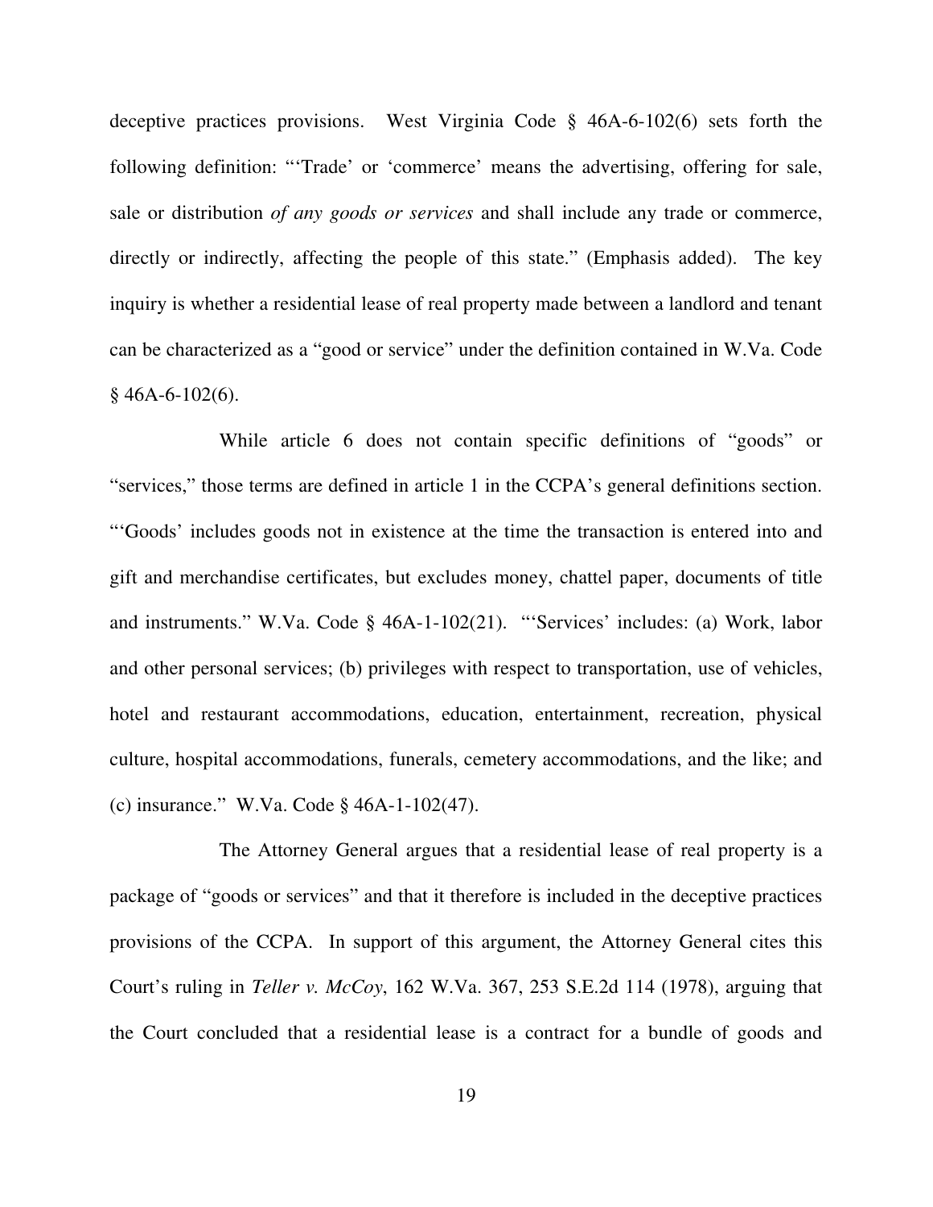deceptive practices provisions. West Virginia Code § 46A-6-102(6) sets forth the following definition: "'Trade' or 'commerce' means the advertising, offering for sale, sale or distribution *of any goods or services* and shall include any trade or commerce, directly or indirectly, affecting the people of this state." (Emphasis added). The key inquiry is whether a residential lease of real property made between a landlord and tenant can be characterized as a "good or service" under the definition contained in W.Va. Code § 46A-6-102(6).

While article 6 does not contain specific definitions of "goods" or "services," those terms are defined in article 1 in the CCPA's general definitions section. "'Goods' includes goods not in existence at the time the transaction is entered into and gift and merchandise certificates, but excludes money, chattel paper, documents of title and instruments." W.Va. Code § 46A-1-102(21). "'Services' includes: (a) Work, labor and other personal services; (b) privileges with respect to transportation, use of vehicles, hotel and restaurant accommodations, education, entertainment, recreation, physical culture, hospital accommodations, funerals, cemetery accommodations, and the like; and (c) insurance." W.Va. Code § 46A-1-102(47).

The Attorney General argues that a residential lease of real property is a package of "goods or services" and that it therefore is included in the deceptive practices provisions of the CCPA. In support of this argument, the Attorney General cites this Court's ruling in *Teller v. McCoy*, 162 W.Va. 367, 253 S.E.2d 114 (1978), arguing that the Court concluded that a residential lease is a contract for a bundle of goods and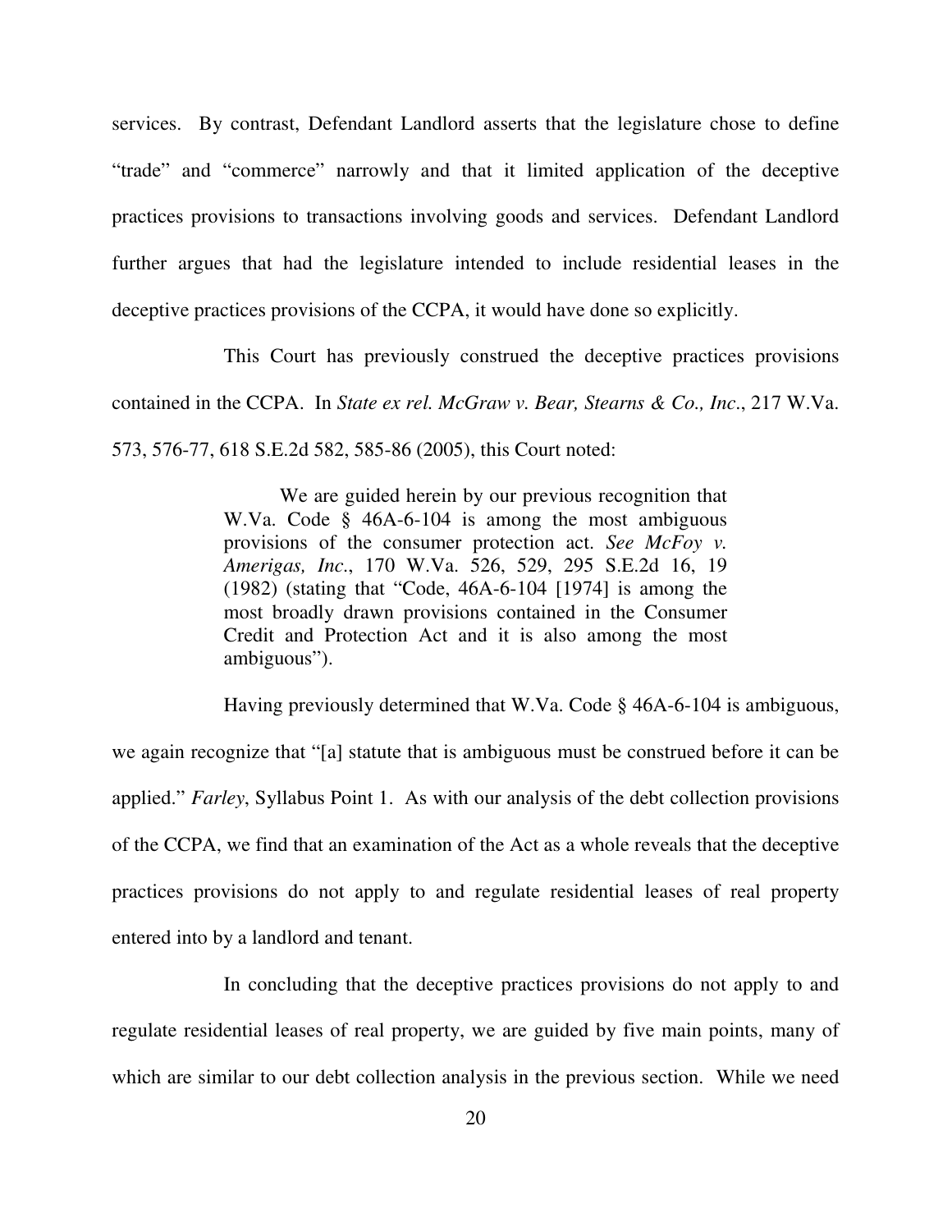services. By contrast, Defendant Landlord asserts that the legislature chose to define "trade" and "commerce" narrowly and that it limited application of the deceptive practices provisions to transactions involving goods and services. Defendant Landlord further argues that had the legislature intended to include residential leases in the deceptive practices provisions of the CCPA, it would have done so explicitly.

This Court has previously construed the deceptive practices provisions contained in the CCPA. In *State ex rel. McGraw v. Bear, Stearns & Co., Inc.*, 217 W.Va. 573, 576-77, 618 S.E.2d 582, 585-86 (2005), this Court noted:

> We are guided herein by our previous recognition that W.Va. Code § 46A-6-104 is among the most ambiguous provisions of the consumer protection act. *See McFoy v. Amerigas, Inc.*, 170 W.Va. 526, 529, 295 S.E.2d 16, 19 (1982) (stating that "Code, 46A-6-104 [1974] is among the most broadly drawn provisions contained in the Consumer Credit and Protection Act and it is also among the most ambiguous").

Having previously determined that W.Va. Code § 46A-6-104 is ambiguous, we again recognize that "[a] statute that is ambiguous must be construed before it can be applied." *Farley*, Syllabus Point 1. As with our analysis of the debt collection provisions of the CCPA, we find that an examination of the Act as a whole reveals that the deceptive practices provisions do not apply to and regulate residential leases of real property entered into by a landlord and tenant.

In concluding that the deceptive practices provisions do not apply to and regulate residential leases of real property, we are guided by five main points, many of which are similar to our debt collection analysis in the previous section. While we need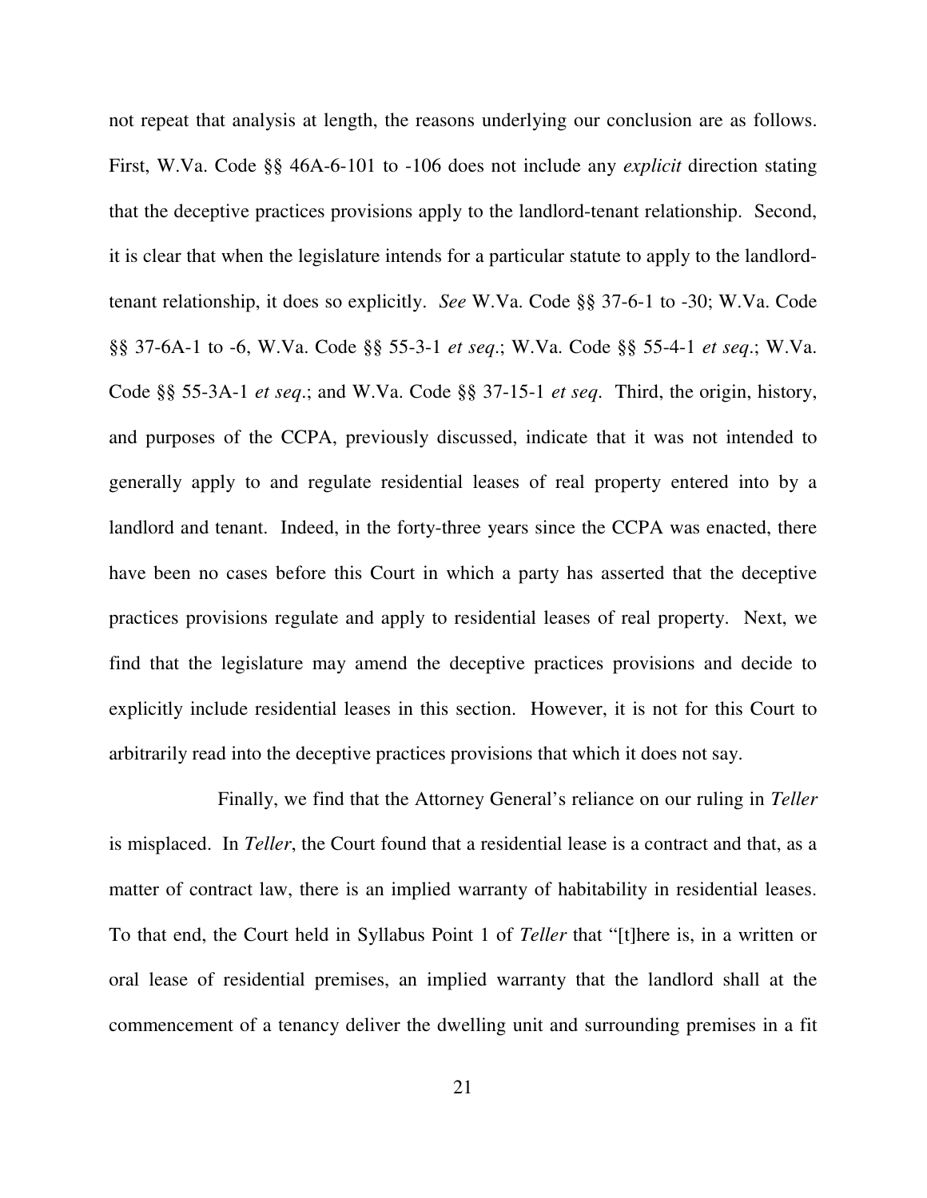not repeat that analysis at length, the reasons underlying our conclusion are as follows. First, W.Va. Code §§ 46A-6-101 to -106 does not include any *explicit* direction stating that the deceptive practices provisions apply to the landlord-tenant relationship. Second, it is clear that when the legislature intends for a particular statute to apply to the landlord-tenant relationship, it does so explicitly. *See* W.Va. Code §§ 37-6-1 to -30; W.Va. Code §§ 37-6A-1 to -6, W.Va. Code §§ 55-3-1 *et seq*.; W.Va. Code §§ 55-4-1 *et seq*.; W.Va. Code §§ 55-3A-1 *et seq*.; and W.Va. Code §§ 37-15-1 *et seq*. Third, the origin, history, and purposes of the CCPA, previously discussed, indicate that it was not intended to generally apply to and regulate residential leases of real property entered into by a landlord and tenant. Indeed, in the forty-three years since the CCPA was enacted, there have been no cases before this Court in which a party has asserted that the deceptive practices provisions regulate and apply to residential leases of real property. Next, we find that the legislature may amend the deceptive practices provisions and decide to explicitly include residential leases in this section. However, it is not for this Court to arbitrarily read into the deceptive practices provisions that which it does not say.

Finally, we find that the Attorney General's reliance on our ruling in *Teller* is misplaced. In *Teller*, the Court found that a residential lease is a contract and that, as a matter of contract law, there is an implied warranty of habitability in residential leases. To that end, the Court held in Syllabus Point 1 of *Teller* that "[t]here is, in a written or oral lease of residential premises, an implied warranty that the landlord shall at the commencement of a tenancy deliver the dwelling unit and surrounding premises in a fit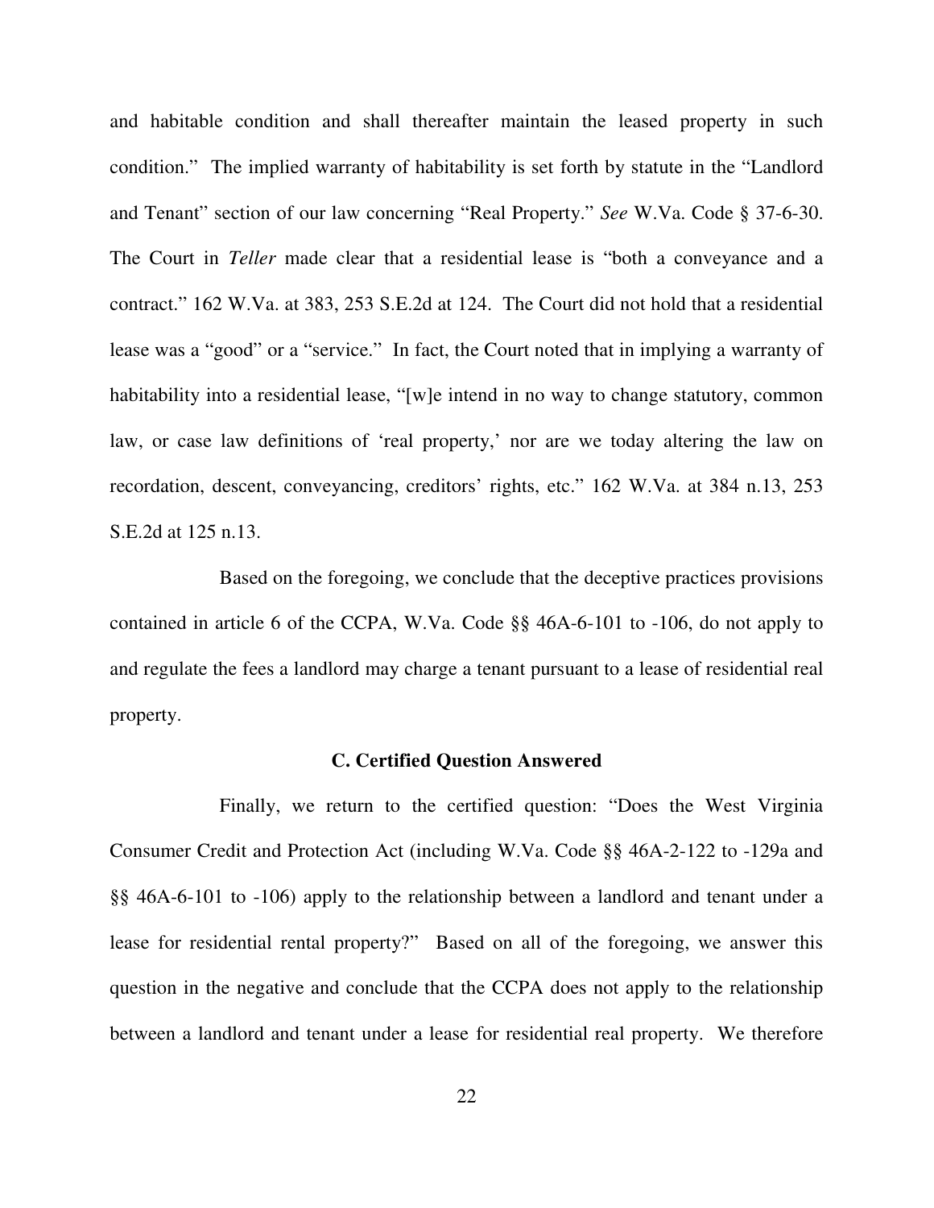and habitable condition and shall thereafter maintain the leased property in such condition." The implied warranty of habitability is set forth by statute in the "Landlord and Tenant" section of our law concerning "Real Property." *See* W.Va. Code § 37-6-30. The Court in *Teller* made clear that a residential lease is "both a conveyance and a contract." 162 W.Va. at 383, 253 S.E.2d at 124. The Court did not hold that a residential lease was a "good" or a "service." In fact, the Court noted that in implying a warranty of habitability into a residential lease, "[w]e intend in no way to change statutory, common law, or case law definitions of 'real property,' nor are we today altering the law on recordation, descent, conveyancing, creditors' rights, etc." 162 W.Va. at 384 n.13, 253 S.E.2d at 125 n.13.

Based on the foregoing, we conclude that the deceptive practices provisions contained in article 6 of the CCPA, W.Va. Code §§ 46A-6-101 to -106, do not apply to and regulate the fees a landlord may charge a tenant pursuant to a lease of residential real property.

### C. Certified Question Answered

Finally, we return to the certified question: "Does the West Virginia Consumer Credit and Protection Act (including W.Va. Code §§ 46A-2-122 to -129a and §§ 46A-6-101 to -106) apply to the relationship between a landlord and tenant under a lease for residential rental property?" Based on all of the foregoing, we answer this question in the negative and conclude that the CCPA does not apply to the relationship between a landlord and tenant under a lease for residential real property. We therefore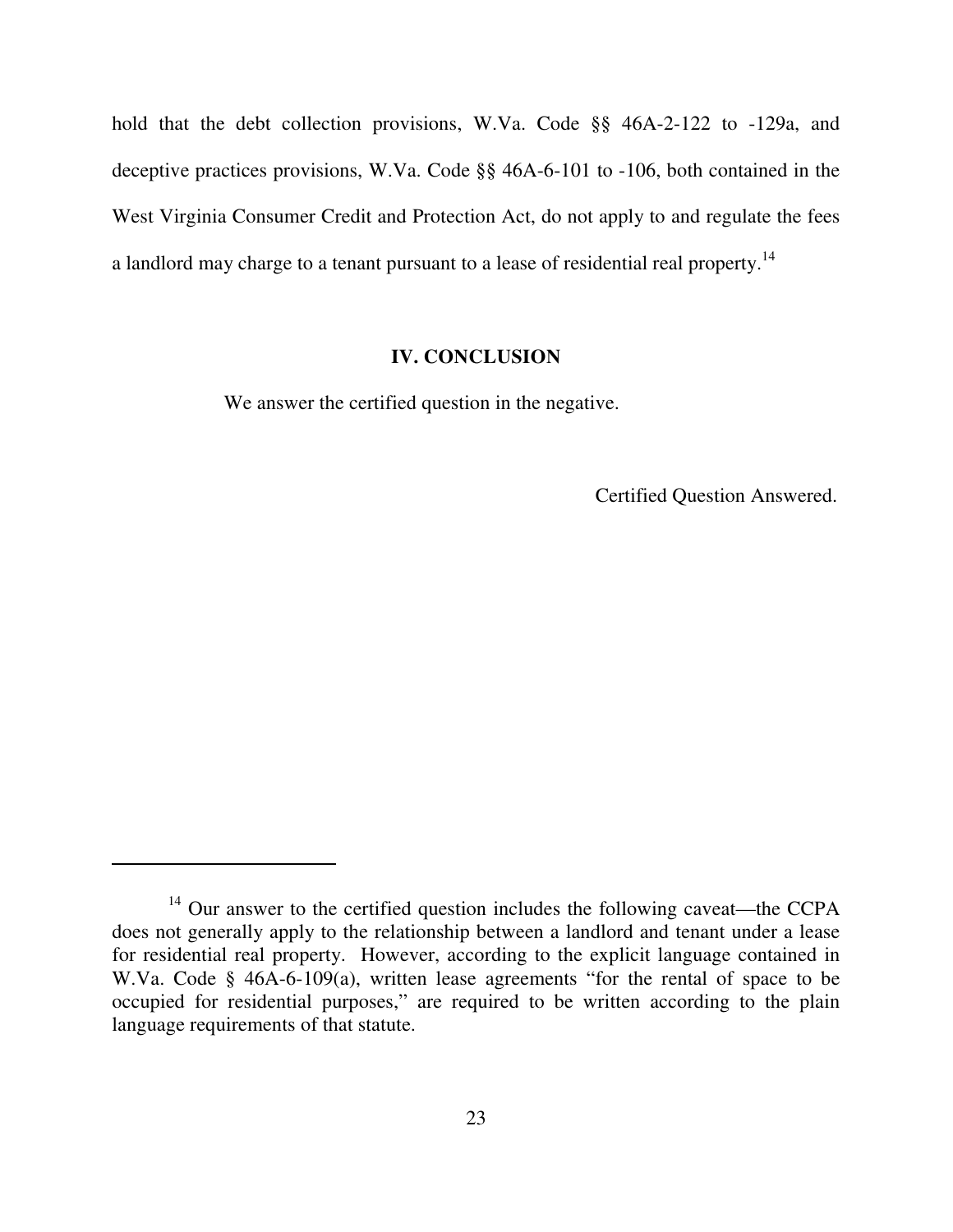hold that the debt collection provisions, W.Va. Code §§ 46A-2-122 to -129a, and deceptive practices provisions, W.Va. Code §§ 46A-6-101 to -106, both contained in the West Virginia Consumer Credit and Protection Act, do not apply to and regulate the fees a landlord may charge to a tenant pursuant to a lease of residential real property.[14]

## IV. CONCLUSION

We answer the certified question in the negative.

Certified Question Answered.

---

[14] Our answer to the certified question includes the following caveat—the CCPA does not generally apply to the relationship between a landlord and tenant under a lease for residential real property. However, according to the explicit language contained in W.Va. Code § 46A-6-109(a), written lease agreements "for the rental of space to be occupied for residential purposes," are required to be written according to the plain language requirements of that statute.